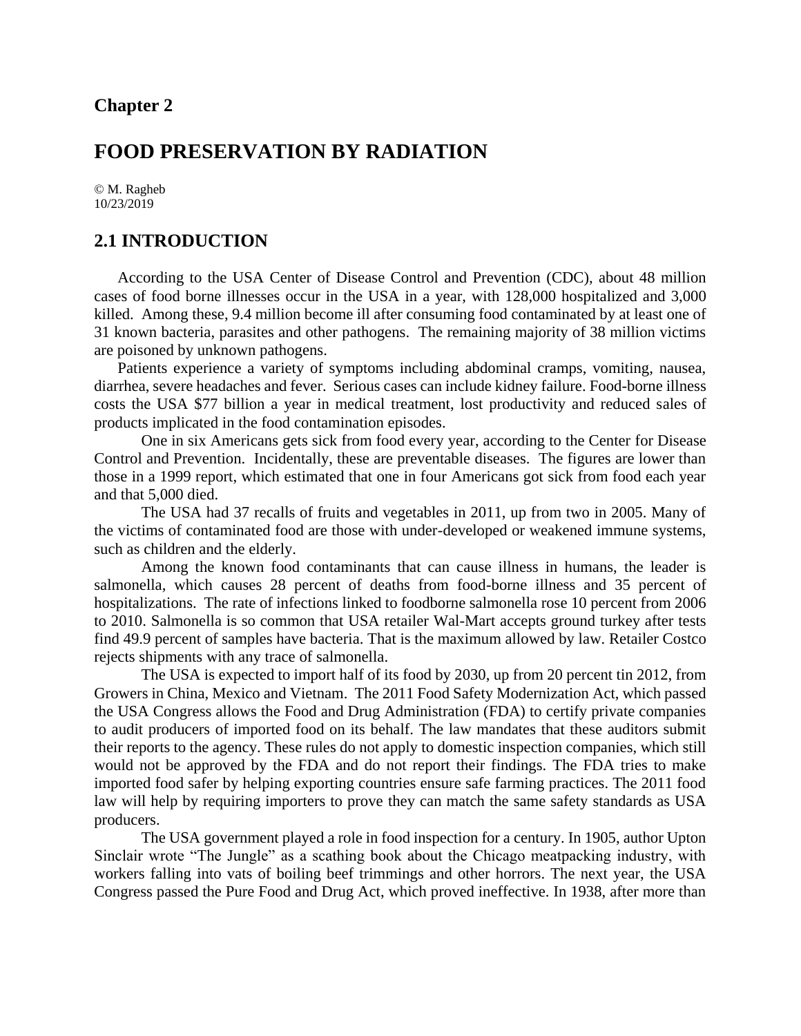## Chapter 2

# FOOD PRESERVATION BY RADIATION

© M. Ragheb
10/23/2019

## 2.1 INTRODUCTION

According to the USA Center of Disease Control and Prevention (CDC), about 48 million cases of food borne illnesses occur in the USA in a year, with 128,000 hospitalized and 3,000 killed. Among these, 9.4 million become ill after consuming food contaminated by at least one of 31 known bacteria, parasites and other pathogens. The remaining majority of 38 million victims are poisoned by unknown pathogens.

Patients experience a variety of symptoms including abdominal cramps, vomiting, nausea, diarrhea, severe headaches and fever. Serious cases can include kidney failure. Food-borne illness costs the USA $77 billion a year in medical treatment, lost productivity and reduced sales of products implicated in the food contamination episodes.

One in six Americans gets sick from food every year, according to the Center for Disease Control and Prevention. Incidentally, these are preventable diseases. The figures are lower than those in a 1999 report, which estimated that one in four Americans got sick from food each year and that 5,000 died.

The USA had 37 recalls of fruits and vegetables in 2011, up from two in 2005. Many of the victims of contaminated food are those with under-developed or weakened immune systems, such as children and the elderly.

Among the known food contaminants that can cause illness in humans, the leader is salmonella, which causes 28 percent of deaths from food-borne illness and 35 percent of hospitalizations. The rate of infections linked to foodborne salmonella rose 10 percent from 2006 to 2010. Salmonella is so common that USA retailer Wal-Mart accepts ground turkey after tests find 49.9 percent of samples have bacteria. That is the maximum allowed by law. Retailer Costco rejects shipments with any trace of salmonella.

The USA is expected to import half of its food by 2030, up from 20 percent tin 2012, from Growers in China, Mexico and Vietnam. The 2011 Food Safety Modernization Act, which passed the USA Congress allows the Food and Drug Administration (FDA) to certify private companies to audit producers of imported food on its behalf. The law mandates that these auditors submit their reports to the agency. These rules do not apply to domestic inspection companies, which still would not be approved by the FDA and do not report their findings. The FDA tries to make imported food safer by helping exporting countries ensure safe farming practices. The 2011 food law will help by requiring importers to prove they can match the same safety standards as USA producers.

The USA government played a role in food inspection for a century. In 1905, author Upton Sinclair wrote "The Jungle" as a scathing book about the Chicago meatpacking industry, with workers falling into vats of boiling beef trimmings and other horrors. The next year, the USA Congress passed the Pure Food and Drug Act, which proved ineffective. In 1938, after more than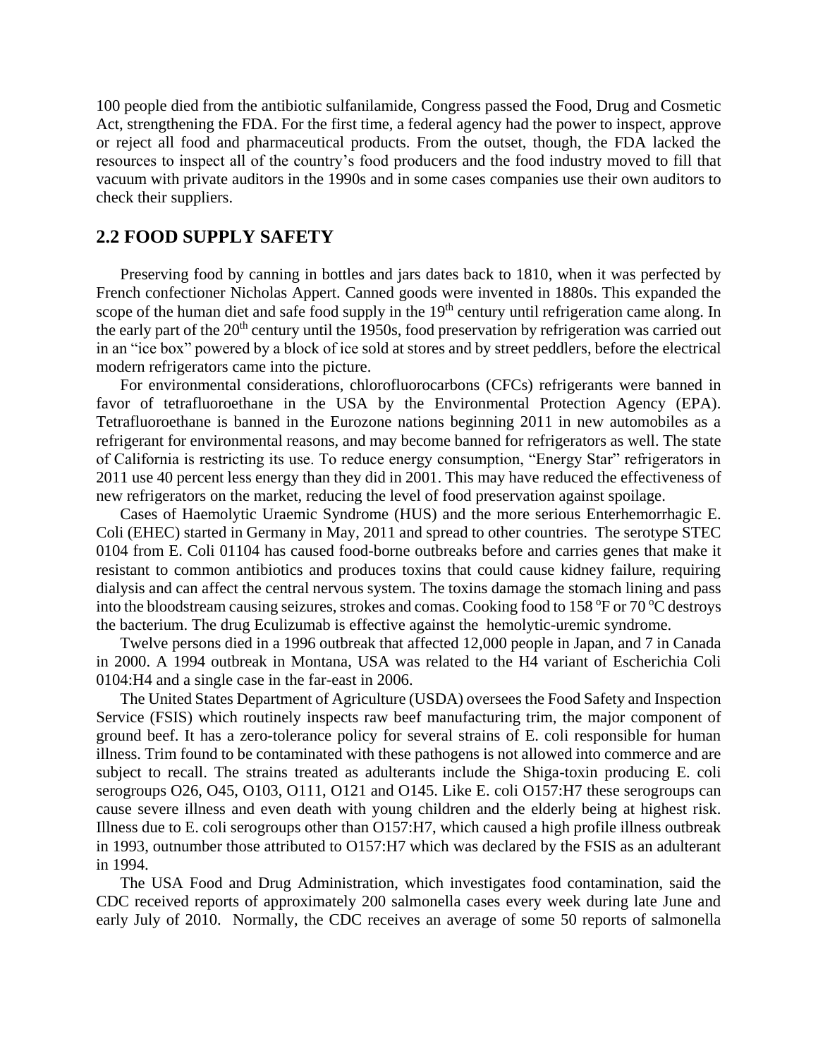100 people died from the antibiotic sulfanilamide, Congress passed the Food, Drug and Cosmetic Act, strengthening the FDA. For the first time, a federal agency had the power to inspect, approve or reject all food and pharmaceutical products. From the outset, though, the FDA lacked the resources to inspect all of the country's food producers and the food industry moved to fill that vacuum with private auditors in the 1990s and in some cases companies use their own auditors to check their suppliers.

## 2.2 FOOD SUPPLY SAFETY

Preserving food by canning in bottles and jars dates back to 1810, when it was perfected by French confectioner Nicholas Appert. Canned goods were invented in 1880s. This expanded the scope of the human diet and safe food supply in the 19th century until refrigeration came along. In the early part of the 20th century until the 1950s, food preservation by refrigeration was carried out in an "ice box" powered by a block of ice sold at stores and by street peddlers, before the electrical modern refrigerators came into the picture.

For environmental considerations, chlorofluorocarbons (CFCs) refrigerants were banned in favor of tetrafluoroethane in the USA by the Environmental Protection Agency (EPA). Tetrafluoroethane is banned in the Eurozone nations beginning 2011 in new automobiles as a refrigerant for environmental reasons, and may become banned for refrigerators as well. The state of California is restricting its use. To reduce energy consumption, "Energy Star" refrigerators in 2011 use 40 percent less energy than they did in 2001. This may have reduced the effectiveness of new refrigerators on the market, reducing the level of food preservation against spoilage.

Cases of Haemolytic Uraemic Syndrome (HUS) and the more serious Enterhemorrhagic E. Coli (EHEC) started in Germany in May, 2011 and spread to other countries. The serotype STEC 0104 from E. Coli 01104 has caused food-borne outbreaks before and carries genes that make it resistant to common antibiotics and produces toxins that could cause kidney failure, requiring dialysis and can affect the central nervous system. The toxins damage the stomach lining and pass into the bloodstream causing seizures, strokes and comas. Cooking food to 158 $^{o}$F or 70 $^{o}$C destroys the bacterium. The drug Eculizumab is effective against the hemolytic-uremic syndrome.

Twelve persons died in a 1996 outbreak that affected 12,000 people in Japan, and 7 in Canada in 2000. A 1994 outbreak in Montana, USA was related to the H4 variant of Escherichia Coli 0104:H4 and a single case in the far-east in 2006.

The United States Department of Agriculture (USDA) oversees the Food Safety and Inspection Service (FSIS) which routinely inspects raw beef manufacturing trim, the major component of ground beef. It has a zero-tolerance policy for several strains of E. coli responsible for human illness. Trim found to be contaminated with these pathogens is not allowed into commerce and are subject to recall. The strains treated as adulterants include the Shiga-toxin producing E. coli serogroups O26, O45, O103, O111, O121 and O145. Like E. coli O157:H7 these serogroups can cause severe illness and even death with young children and the elderly being at highest risk. Illness due to E. coli serogroups other than O157:H7, which caused a high profile illness outbreak in 1993, outnumber those attributed to O157:H7 which was declared by the FSIS as an adulterant in 1994.

The USA Food and Drug Administration, which investigates food contamination, said the CDC received reports of approximately 200 salmonella cases every week during late June and early July of 2010. Normally, the CDC receives an average of some 50 reports of salmonella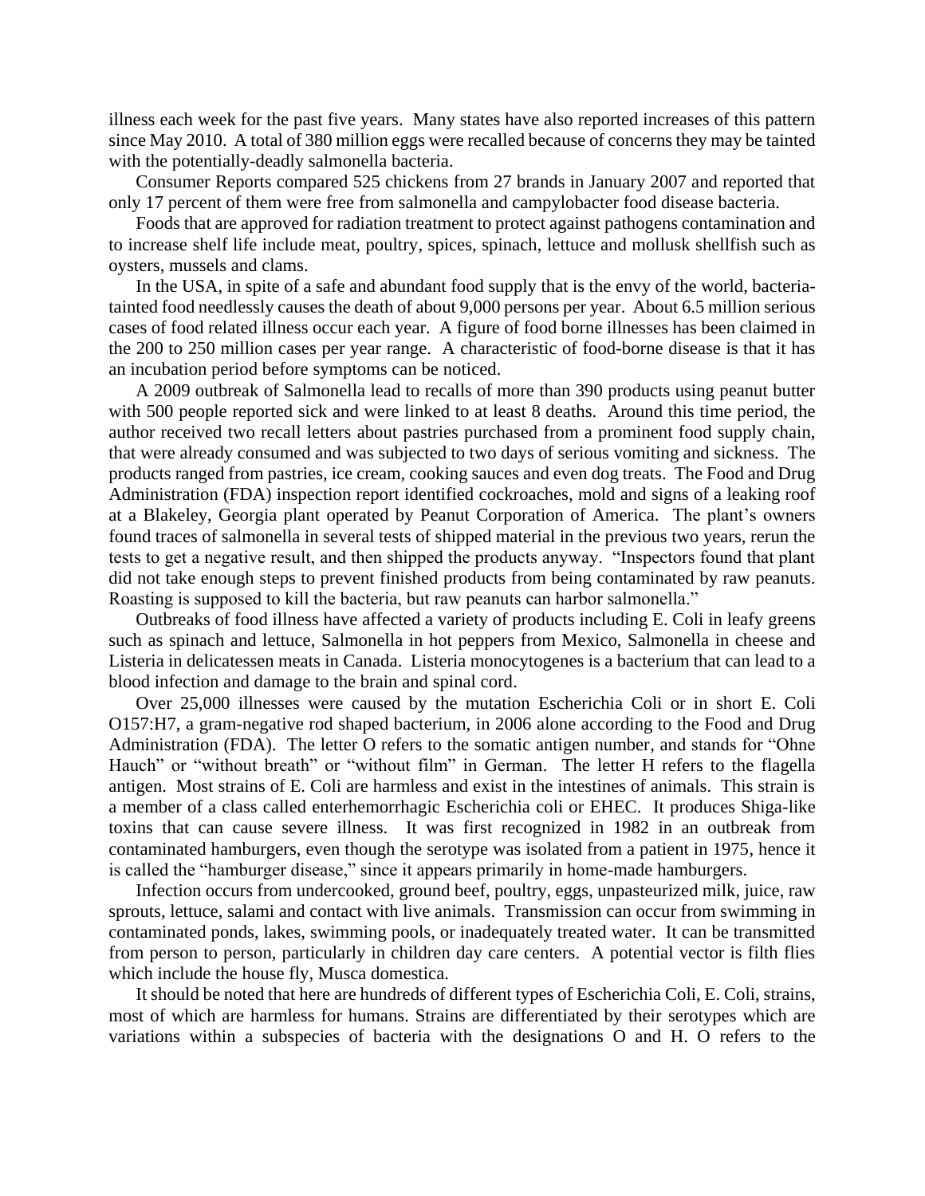illness each week for the past five years. Many states have also reported increases of this pattern since May 2010. A total of 380 million eggs were recalled because of concerns they may be tainted with the potentially-deadly salmonella bacteria.

Consumer Reports compared 525 chickens from 27 brands in January 2007 and reported that only 17 percent of them were free from salmonella and campylobacter food disease bacteria.

Foods that are approved for radiation treatment to protect against pathogens contamination and to increase shelf life include meat, poultry, spices, spinach, lettuce and mollusk shellfish such as oysters, mussels and clams.

In the USA, in spite of a safe and abundant food supply that is the envy of the world, bacteria-tainted food needlessly causes the death of about 9,000 persons per year. About 6.5 million serious cases of food related illness occur each year. A figure of food borne illnesses has been claimed in the 200 to 250 million cases per year range. A characteristic of food-borne disease is that it has an incubation period before symptoms can be noticed.

A 2009 outbreak of Salmonella lead to recalls of more than 390 products using peanut butter with 500 people reported sick and were linked to at least 8 deaths. Around this time period, the author received two recall letters about pastries purchased from a prominent food supply chain, that were already consumed and was subjected to two days of serious vomiting and sickness. The products ranged from pastries, ice cream, cooking sauces and even dog treats. The Food and Drug Administration (FDA) inspection report identified cockroaches, mold and signs of a leaking roof at a Blakeley, Georgia plant operated by Peanut Corporation of America. The plant's owners found traces of salmonella in several tests of shipped material in the previous two years, rerun the tests to get a negative result, and then shipped the products anyway. "Inspectors found that plant did not take enough steps to prevent finished products from being contaminated by raw peanuts. Roasting is supposed to kill the bacteria, but raw peanuts can harbor salmonella."

Outbreaks of food illness have affected a variety of products including E. Coli in leafy greens such as spinach and lettuce, Salmonella in hot peppers from Mexico, Salmonella in cheese and Listeria in delicatessen meats in Canada. Listeria monocytogenes is a bacterium that can lead to a blood infection and damage to the brain and spinal cord.

Over 25,000 illnesses were caused by the mutation Escherichia Coli or in short E. Coli O157:H7, a gram-negative rod shaped bacterium, in 2006 alone according to the Food and Drug Administration (FDA). The letter O refers to the somatic antigen number, and stands for "Ohne Hauch" or "without breath" or "without film" in German. The letter H refers to the flagella antigen. Most strains of E. Coli are harmless and exist in the intestines of animals. This strain is a member of a class called enterhemorrhagic Escherichia coli or EHEC. It produces Shiga-like toxins that can cause severe illness. It was first recognized in 1982 in an outbreak from contaminated hamburgers, even though the serotype was isolated from a patient in 1975, hence it is called the "hamburger disease," since it appears primarily in home-made hamburgers.

Infection occurs from undercooked, ground beef, poultry, eggs, unpasteurized milk, juice, raw sprouts, lettuce, salami and contact with live animals. Transmission can occur from swimming in contaminated ponds, lakes, swimming pools, or inadequately treated water. It can be transmitted from person to person, particularly in children day care centers. A potential vector is filth flies which include the house fly, Musca domestica.

It should be noted that here are hundreds of different types of Escherichia Coli, E. Coli, strains, most of which are harmless for humans. Strains are differentiated by their serotypes which are variations within a subspecies of bacteria with the designations O and H. O refers to the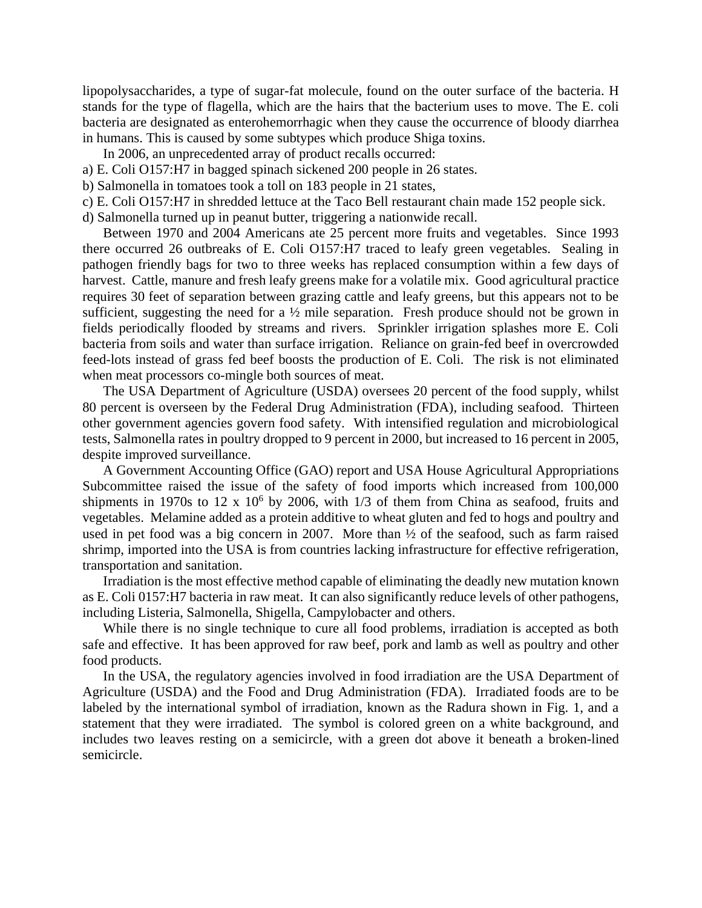lipopolysaccharides, a type of sugar-fat molecule, found on the outer surface of the bacteria. H stands for the type of flagella, which are the hairs that the bacterium uses to move. The E. coli bacteria are designated as enterohemorrhagic when they cause the occurrence of bloody diarrhea in humans. This is caused by some subtypes which produce Shiga toxins.

In 2006, an unprecedented array of product recalls occurred:

a) E. Coli O157:H7 in bagged spinach sickened 200 people in 26 states.
b) Salmonella in tomatoes took a toll on 183 people in 21 states,
c) E. Coli O157:H7 in shredded lettuce at the Taco Bell restaurant chain made 152 people sick.
d) Salmonella turned up in peanut butter, triggering a nationwide recall.

Between 1970 and 2004 Americans ate 25 percent more fruits and vegetables. Since 1993 there occurred 26 outbreaks of E. Coli O157:H7 traced to leafy green vegetables. Sealing in pathogen friendly bags for two to three weeks has replaced consumption within a few days of harvest. Cattle, manure and fresh leafy greens make for a volatile mix. Good agricultural practice requires 30 feet of separation between grazing cattle and leafy greens, but this appears not to be sufficient, suggesting the need for a ½ mile separation. Fresh produce should not be grown in fields periodically flooded by streams and rivers. Sprinkler irrigation splashes more E. Coli bacteria from soils and water than surface irrigation. Reliance on grain-fed beef in overcrowded feed-lots instead of grass fed beef boosts the production of E. Coli. The risk is not eliminated when meat processors co-mingle both sources of meat.

The USA Department of Agriculture (USDA) oversees 20 percent of the food supply, whilst 80 percent is overseen by the Federal Drug Administration (FDA), including seafood. Thirteen other government agencies govern food safety. With intensified regulation and microbiological tests, Salmonella rates in poultry dropped to 9 percent in 2000, but increased to 16 percent in 2005, despite improved surveillance.

A Government Accounting Office (GAO) report and USA House Agricultural Appropriations Subcommittee raised the issue of the safety of food imports which increased from 100,000 shipments in 1970s to $12 \times 10^6$ by 2006, with 1/3 of them from China as seafood, fruits and vegetables. Melamine added as a protein additive to wheat gluten and fed to hogs and poultry and used in pet food was a big concern in 2007. More than ½ of the seafood, such as farm raised shrimp, imported into the USA is from countries lacking infrastructure for effective refrigeration, transportation and sanitation.

Irradiation is the most effective method capable of eliminating the deadly new mutation known as E. Coli 0157:H7 bacteria in raw meat. It can also significantly reduce levels of other pathogens, including Listeria, Salmonella, Shigella, Campylobacter and others.

While there is no single technique to cure all food problems, irradiation is accepted as both safe and effective. It has been approved for raw beef, pork and lamb as well as poultry and other food products.

In the USA, the regulatory agencies involved in food irradiation are the USA Department of Agriculture (USDA) and the Food and Drug Administration (FDA). Irradiated foods are to be labeled by the international symbol of irradiation, known as the Radura shown in Fig. 1, and a statement that they were irradiated. The symbol is colored green on a white background, and includes two leaves resting on a semicircle, with a green dot above it beneath a broken-lined semicircle.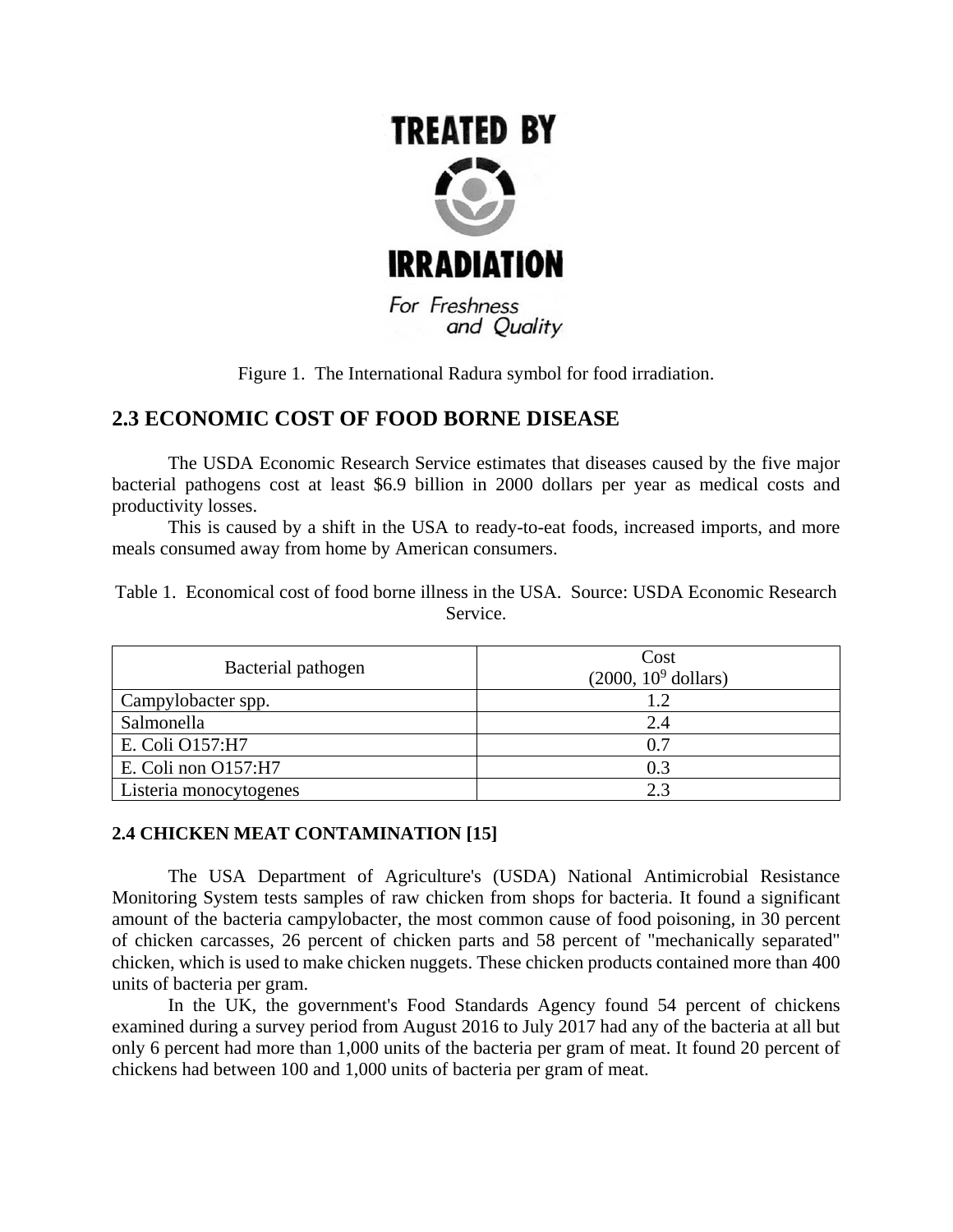Figure 1. The International Radura symbol for food irradiation.

## 2.3 ECONOMIC COST OF FOOD BORNE DISEASE

The USDA Economic Research Service estimates that diseases caused by the five major bacterial pathogens cost at least $6.9 billion in 2000 dollars per year as medical costs and productivity losses.

This is caused by a shift in the USA to ready-to-eat foods, increased imports, and more meals consumed away from home by American consumers.

Table 1. Economical cost of food borne illness in the USA. Source: USDA Economic Research Service.

| Bacterial pathogen | Cost (2000, $10^9$ dollars) |
|---|---|
| Campylobacter spp. | 1.2 |
| Salmonella | 2.4 |
| E. Coli O157:H7 | 0.7 |
| E. Coli non O157:H7 | 0.3 |
| Listeria monocytogenes | 2.3 |

### 2.4 CHICKEN MEAT CONTAMINATION [15]

The USA Department of Agriculture's (USDA) National Antimicrobial Resistance Monitoring System tests samples of raw chicken from shops for bacteria. It found a significant amount of the bacteria campylobacter, the most common cause of food poisoning, in 30 percent of chicken carcasses, 26 percent of chicken parts and 58 percent of "mechanically separated" chicken, which is used to make chicken nuggets. These chicken products contained more than 400 units of bacteria per gram.

In the UK, the government's Food Standards Agency found 54 percent of chickens examined during a survey period from August 2016 to July 2017 had any of the bacteria at all but only 6 percent had more than 1,000 units of the bacteria per gram of meat. It found 20 percent of chickens had between 100 and 1,000 units of bacteria per gram of meat.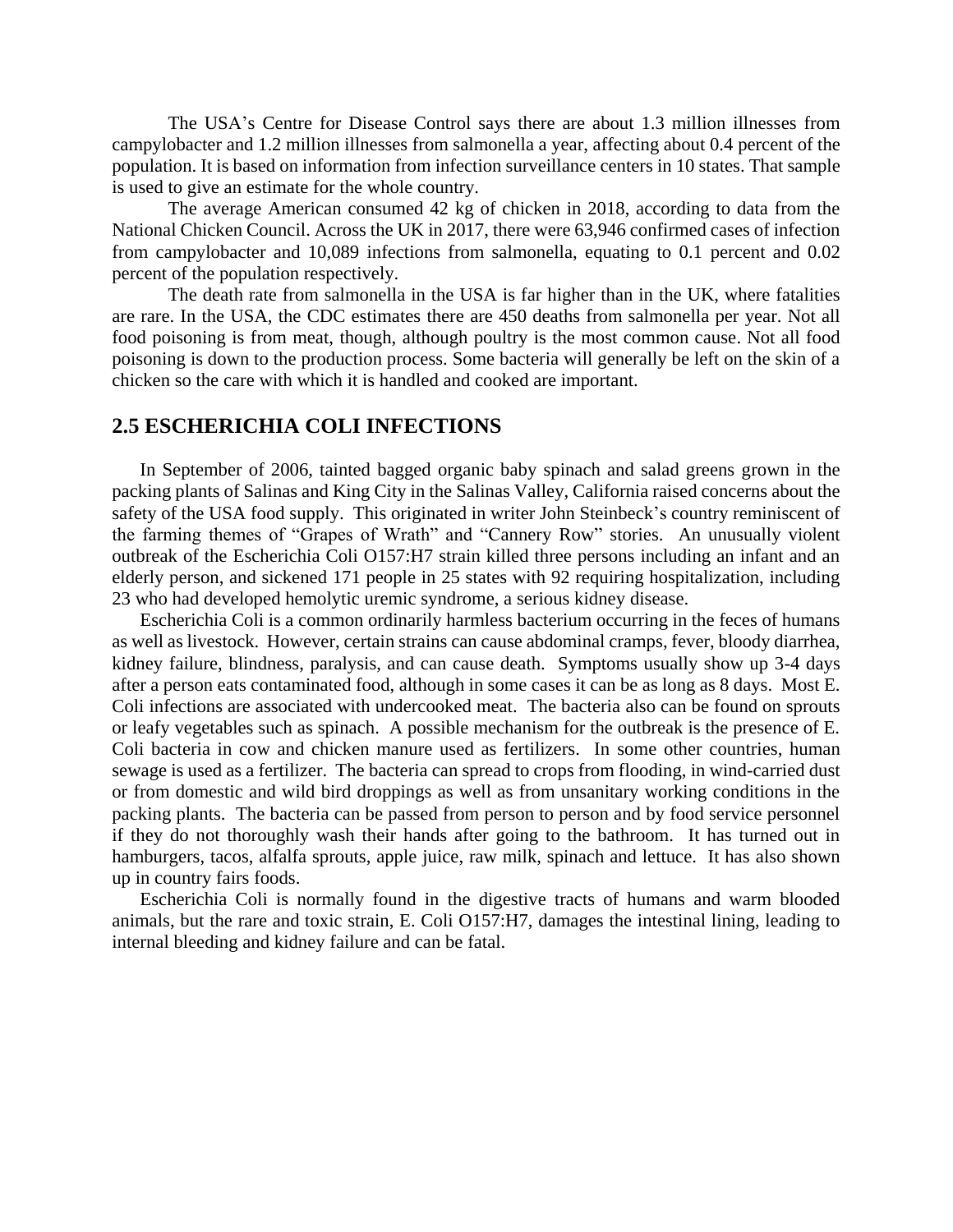The USA's Centre for Disease Control says there are about 1.3 million illnesses from campylobacter and 1.2 million illnesses from salmonella a year, affecting about 0.4 percent of the population. It is based on information from infection surveillance centers in 10 states. That sample is used to give an estimate for the whole country.

The average American consumed 42 kg of chicken in 2018, according to data from the National Chicken Council. Across the UK in 2017, there were 63,946 confirmed cases of infection from campylobacter and 10,089 infections from salmonella, equating to 0.1 percent and 0.02 percent of the population respectively.

The death rate from salmonella in the USA is far higher than in the UK, where fatalities are rare. In the USA, the CDC estimates there are 450 deaths from salmonella per year. Not all food poisoning is from meat, though, although poultry is the most common cause. Not all food poisoning is down to the production process. Some bacteria will generally be left on the skin of a chicken so the care with which it is handled and cooked are important.

## 2.5 ESCHERICHIA COLI INFECTIONS

In September of 2006, tainted bagged organic baby spinach and salad greens grown in the packing plants of Salinas and King City in the Salinas Valley, California raised concerns about the safety of the USA food supply. This originated in writer John Steinbeck's country reminiscent of the farming themes of "Grapes of Wrath" and "Cannery Row" stories. An unusually violent outbreak of the Escherichia Coli O157:H7 strain killed three persons including an infant and an elderly person, and sickened 171 people in 25 states with 92 requiring hospitalization, including 23 who had developed hemolytic uremic syndrome, a serious kidney disease.

Escherichia Coli is a common ordinarily harmless bacterium occurring in the feces of humans as well as livestock. However, certain strains can cause abdominal cramps, fever, bloody diarrhea, kidney failure, blindness, paralysis, and can cause death. Symptoms usually show up 3-4 days after a person eats contaminated food, although in some cases it can be as long as 8 days. Most E. Coli infections are associated with undercooked meat. The bacteria also can be found on sprouts or leafy vegetables such as spinach. A possible mechanism for the outbreak is the presence of E. Coli bacteria in cow and chicken manure used as fertilizers. In some other countries, human sewage is used as a fertilizer. The bacteria can spread to crops from flooding, in wind-carried dust or from domestic and wild bird droppings as well as from unsanitary working conditions in the packing plants. The bacteria can be passed from person to person and by food service personnel if they do not thoroughly wash their hands after going to the bathroom. It has turned out in hamburgers, tacos, alfalfa sprouts, apple juice, raw milk, spinach and lettuce. It has also shown up in country fairs foods.

Escherichia Coli is normally found in the digestive tracts of humans and warm blooded animals, but the rare and toxic strain, E. Coli O157:H7, damages the intestinal lining, leading to internal bleeding and kidney failure and can be fatal.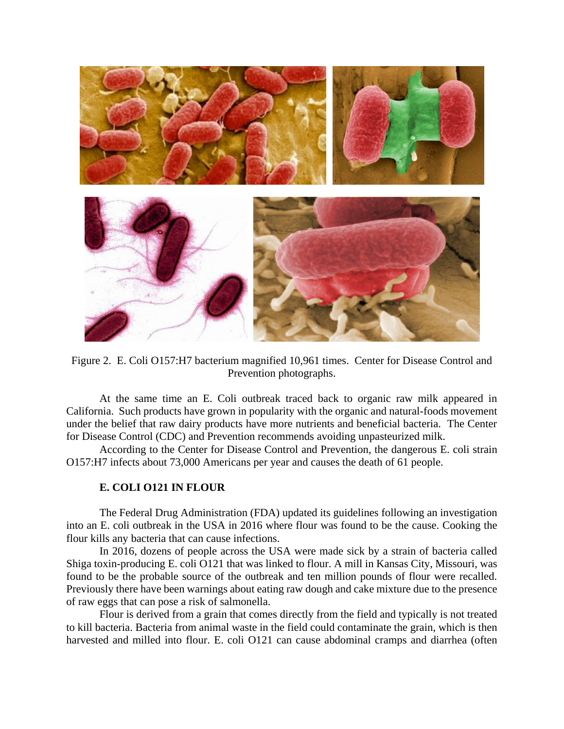Figure 2. E. Coli O157:H7 bacterium magnified 10,961 times. Center for Disease Control and Prevention photographs.

At the same time an E. Coli outbreak traced back to organic raw milk appeared in California. Such products have grown in popularity with the organic and natural-foods movement under the belief that raw dairy products have more nutrients and beneficial bacteria. The Center for Disease Control (CDC) and Prevention recommends avoiding unpasteurized milk.

According to the Center for Disease Control and Prevention, the dangerous E. coli strain O157:H7 infects about 73,000 Americans per year and causes the death of 61 people.

**E. COLI O121 IN FLOUR**

The Federal Drug Administration (FDA) updated its guidelines following an investigation into an E. coli outbreak in the USA in 2016 where flour was found to be the cause. Cooking the flour kills any bacteria that can cause infections.

In 2016, dozens of people across the USA were made sick by a strain of bacteria called Shiga toxin-producing E. coli O121 that was linked to flour. A mill in Kansas City, Missouri, was found to be the probable source of the outbreak and ten million pounds of flour were recalled. Previously there have been warnings about eating raw dough and cake mixture due to the presence of raw eggs that can pose a risk of salmonella.

Flour is derived from a grain that comes directly from the field and typically is not treated to kill bacteria. Bacteria from animal waste in the field could contaminate the grain, which is then harvested and milled into flour. E. coli O121 can cause abdominal cramps and diarrhea (often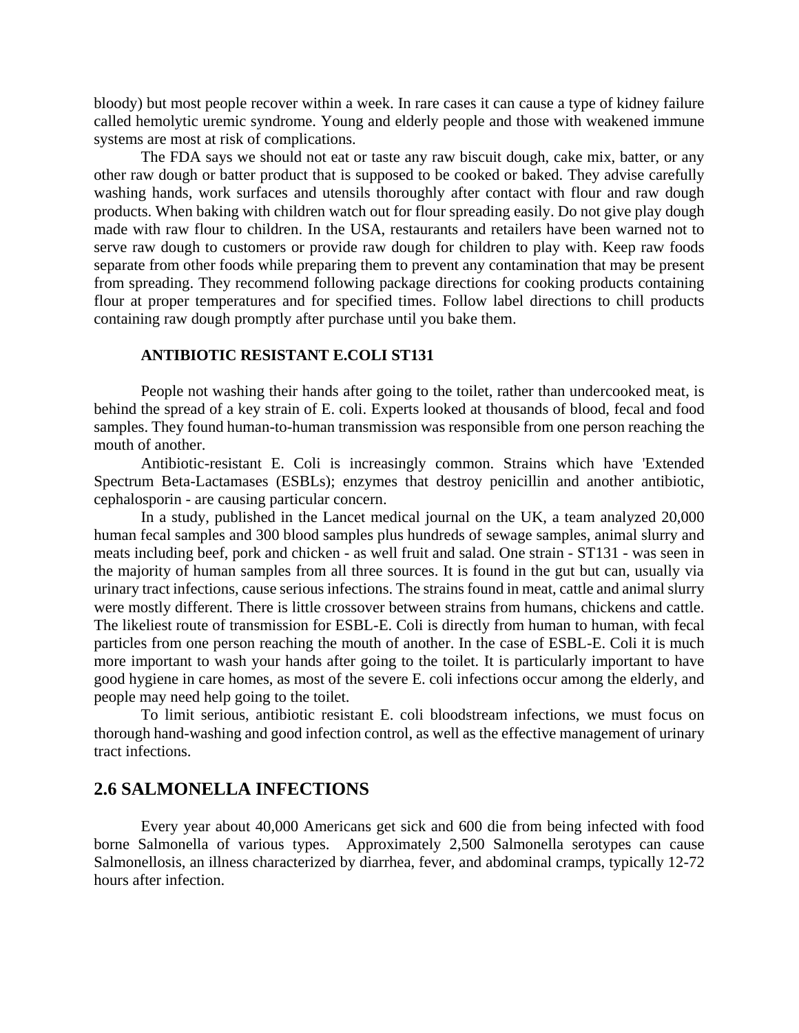bloody) but most people recover within a week. In rare cases it can cause a type of kidney failure called hemolytic uremic syndrome. Young and elderly people and those with weakened immune systems are most at risk of complications.

The FDA says we should not eat or taste any raw biscuit dough, cake mix, batter, or any other raw dough or batter product that is supposed to be cooked or baked. They advise carefully washing hands, work surfaces and utensils thoroughly after contact with flour and raw dough products. When baking with children watch out for flour spreading easily. Do not give play dough made with raw flour to children. In the USA, restaurants and retailers have been warned not to serve raw dough to customers or provide raw dough for children to play with. Keep raw foods separate from other foods while preparing them to prevent any contamination that may be present from spreading. They recommend following package directions for cooking products containing flour at proper temperatures and for specified times. Follow label directions to chill products containing raw dough promptly after purchase until you bake them.

**ANTIBIOTIC RESISTANT E.COLI ST131**

People not washing their hands after going to the toilet, rather than undercooked meat, is behind the spread of a key strain of E. coli. Experts looked at thousands of blood, fecal and food samples. They found human-to-human transmission was responsible from one person reaching the mouth of another.

Antibiotic-resistant E. Coli is increasingly common. Strains which have 'Extended Spectrum Beta-Lactamases (ESBLs); enzymes that destroy penicillin and another antibiotic, cephalosporin - are causing particular concern.

In a study, published in the Lancet medical journal on the UK, a team analyzed 20,000 human fecal samples and 300 blood samples plus hundreds of sewage samples, animal slurry and meats including beef, pork and chicken - as well fruit and salad. One strain - ST131 - was seen in the majority of human samples from all three sources. It is found in the gut but can, usually via urinary tract infections, cause serious infections. The strains found in meat, cattle and animal slurry were mostly different. There is little crossover between strains from humans, chickens and cattle. The likeliest route of transmission for ESBL-E. Coli is directly from human to human, with fecal particles from one person reaching the mouth of another. In the case of ESBL-E. Coli it is much more important to wash your hands after going to the toilet. It is particularly important to have good hygiene in care homes, as most of the severe E. coli infections occur among the elderly, and people may need help going to the toilet.

To limit serious, antibiotic resistant E. coli bloodstream infections, we must focus on thorough hand-washing and good infection control, as well as the effective management of urinary tract infections.

## 2.6 SALMONELLA INFECTIONS

Every year about 40,000 Americans get sick and 600 die from being infected with food borne Salmonella of various types. Approximately 2,500 Salmonella serotypes can cause Salmonellosis, an illness characterized by diarrhea, fever, and abdominal cramps, typically 12-72 hours after infection.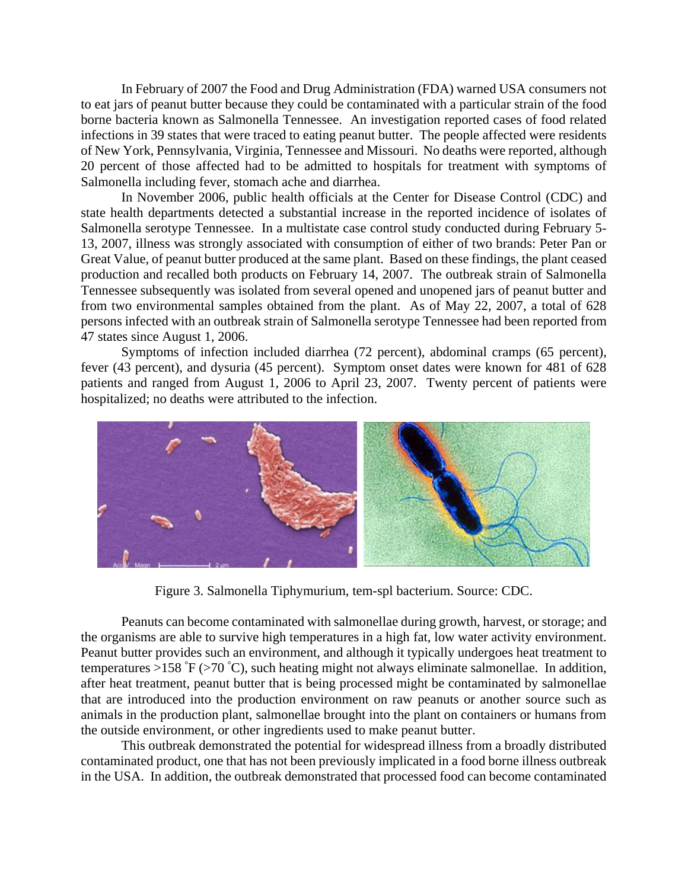In February of 2007 the Food and Drug Administration (FDA) warned USA consumers not to eat jars of peanut butter because they could be contaminated with a particular strain of the food borne bacteria known as Salmonella Tennessee. An investigation reported cases of food related infections in 39 states that were traced to eating peanut butter. The people affected were residents of New York, Pennsylvania, Virginia, Tennessee and Missouri. No deaths were reported, although 20 percent of those affected had to be admitted to hospitals for treatment with symptoms of Salmonella including fever, stomach ache and diarrhea.

In November 2006, public health officials at the Center for Disease Control (CDC) and state health departments detected a substantial increase in the reported incidence of isolates of Salmonella serotype Tennessee. In a multistate case control study conducted during February 5-13, 2007, illness was strongly associated with consumption of either of two brands: Peter Pan or Great Value, of peanut butter produced at the same plant. Based on these findings, the plant ceased production and recalled both products on February 14, 2007. The outbreak strain of Salmonella Tennessee subsequently was isolated from several opened and unopened jars of peanut butter and from two environmental samples obtained from the plant. As of May 22, 2007, a total of 628 persons infected with an outbreak strain of Salmonella serotype Tennessee had been reported from 47 states since August 1, 2006.

Symptoms of infection included diarrhea (72 percent), abdominal cramps (65 percent), fever (43 percent), and dysuria (45 percent). Symptom onset dates were known for 481 of 628 patients and ranged from August 1, 2006 to April 23, 2007. Twenty percent of patients were hospitalized; no deaths were attributed to the infection.

Figure 3. Salmonella Tiphymurium, tem-spl bacterium. Source: CDC.

Peanuts can become contaminated with salmonellae during growth, harvest, or storage; and the organisms are able to survive high temperatures in a high fat, low water activity environment. Peanut butter provides such an environment, and although it typically undergoes heat treatment to temperatures >158 °F (>70 °C), such heating might not always eliminate salmonellae. In addition, after heat treatment, peanut butter that is being processed might be contaminated by salmonellae that are introduced into the production environment on raw peanuts or another source such as animals in the production plant, salmonellae brought into the plant on containers or humans from the outside environment, or other ingredients used to make peanut butter.

This outbreak demonstrated the potential for widespread illness from a broadly distributed contaminated product, one that has not been previously implicated in a food borne illness outbreak in the USA. In addition, the outbreak demonstrated that processed food can become contaminated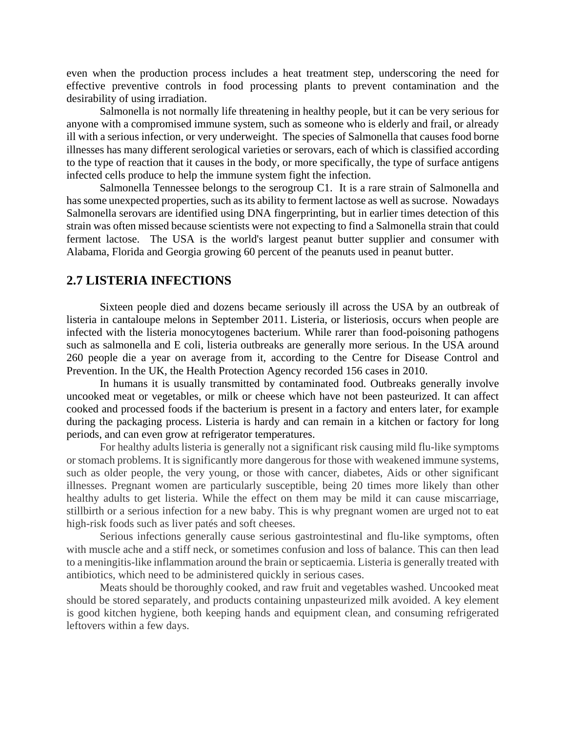even when the production process includes a heat treatment step, underscoring the need for effective preventive controls in food processing plants to prevent contamination and the desirability of using irradiation.

Salmonella is not normally life threatening in healthy people, but it can be very serious for anyone with a compromised immune system, such as someone who is elderly and frail, or already ill with a serious infection, or very underweight. The species of Salmonella that causes food borne illnesses has many different serological varieties or serovars, each of which is classified according to the type of reaction that it causes in the body, or more specifically, the type of surface antigens infected cells produce to help the immune system fight the infection.

Salmonella Tennessee belongs to the serogroup C1. It is a rare strain of Salmonella and has some unexpected properties, such as its ability to ferment lactose as well as sucrose. Nowadays Salmonella serovars are identified using DNA fingerprinting, but in earlier times detection of this strain was often missed because scientists were not expecting to find a Salmonella strain that could ferment lactose. The USA is the world's largest peanut butter supplier and consumer with Alabama, Florida and Georgia growing 60 percent of the peanuts used in peanut butter.

## 2.7 LISTERIA INFECTIONS

Sixteen people died and dozens became seriously ill across the USA by an outbreak of listeria in cantaloupe melons in September 2011. Listeria, or listeriosis, occurs when people are infected with the listeria monocytogenes bacterium. While rarer than food-poisoning pathogens such as salmonella and E coli, listeria outbreaks are generally more serious. In the USA around 260 people die a year on average from it, according to the Centre for Disease Control and Prevention. In the UK, the Health Protection Agency recorded 156 cases in 2010.

In humans it is usually transmitted by contaminated food. Outbreaks generally involve uncooked meat or vegetables, or milk or cheese which have not been pasteurized. It can affect cooked and processed foods if the bacterium is present in a factory and enters later, for example during the packaging process. Listeria is hardy and can remain in a kitchen or factory for long periods, and can even grow at refrigerator temperatures.

For healthy adults listeria is generally not a significant risk causing mild flu-like symptoms or stomach problems. It is significantly more dangerous for those with weakened immune systems, such as older people, the very young, or those with cancer, diabetes, Aids or other significant illnesses. Pregnant women are particularly susceptible, being 20 times more likely than other healthy adults to get listeria. While the effect on them may be mild it can cause miscarriage, stillbirth or a serious infection for a new baby. This is why pregnant women are urged not to eat high-risk foods such as liver patés and soft cheeses.

Serious infections generally cause serious gastrointestinal and flu-like symptoms, often with muscle ache and a stiff neck, or sometimes confusion and loss of balance. This can then lead to a meningitis-like inflammation around the brain or septicaemia. Listeria is generally treated with antibiotics, which need to be administered quickly in serious cases.

Meats should be thoroughly cooked, and raw fruit and vegetables washed. Uncooked meat should be stored separately, and products containing unpasteurized milk avoided. A key element is good kitchen hygiene, both keeping hands and equipment clean, and consuming refrigerated leftovers within a few days.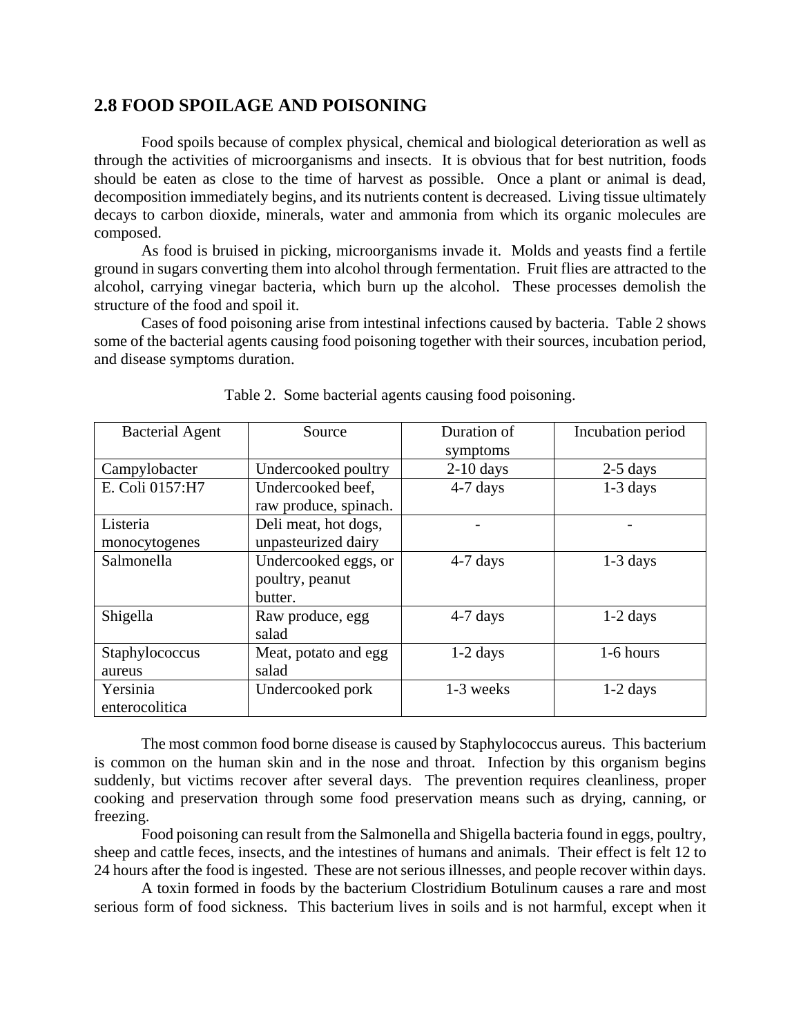## 2.8 FOOD SPOILAGE AND POISONING

Food spoils because of complex physical, chemical and biological deterioration as well as through the activities of microorganisms and insects. It is obvious that for best nutrition, foods should be eaten as close to the time of harvest as possible. Once a plant or animal is dead, decomposition immediately begins, and its nutrients content is decreased. Living tissue ultimately decays to carbon dioxide, minerals, water and ammonia from which its organic molecules are composed.

As food is bruised in picking, microorganisms invade it. Molds and yeasts find a fertile ground in sugars converting them into alcohol through fermentation. Fruit flies are attracted to the alcohol, carrying vinegar bacteria, which burn up the alcohol. These processes demolish the structure of the food and spoil it.

Cases of food poisoning arise from intestinal infections caused by bacteria. Table 2 shows some of the bacterial agents causing food poisoning together with their sources, incubation period, and disease symptoms duration.

Table 2. Some bacterial agents causing food poisoning.

| Bacterial Agent | Source | Duration of symptoms | Incubation period |
| --- | --- | --- | --- |
| Campylobacter | Undercooked poultry | 2-10 days | 2-5 days |
| E. Coli 0157:H7 | Undercooked beef, raw produce, spinach. | 4-7 days | 1-3 days |
| Listeria monocytogenes | Deli meat, hot dogs, unpasteurized dairy | - | - |
| Salmonella | Undercooked eggs, or poultry, peanut butter. | 4-7 days | 1-3 days |
| Shigella | Raw produce, egg salad | 4-7 days | 1-2 days |
| Staphylococcus aureus | Meat, potato and egg salad | 1-2 days | 1-6 hours |
| Yersinia enterocolitica | Undercooked pork | 1-3 weeks | 1-2 days |

The most common food borne disease is caused by Staphylococcus aureus. This bacterium is common on the human skin and in the nose and throat. Infection by this organism begins suddenly, but victims recover after several days. The prevention requires cleanliness, proper cooking and preservation through some food preservation means such as drying, canning, or freezing.

Food poisoning can result from the Salmonella and Shigella bacteria found in eggs, poultry, sheep and cattle feces, insects, and the intestines of humans and animals. Their effect is felt 12 to 24 hours after the food is ingested. These are not serious illnesses, and people recover within days.

A toxin formed in foods by the bacterium Clostridium Botulinum causes a rare and most serious form of food sickness. This bacterium lives in soils and is not harmful, except when it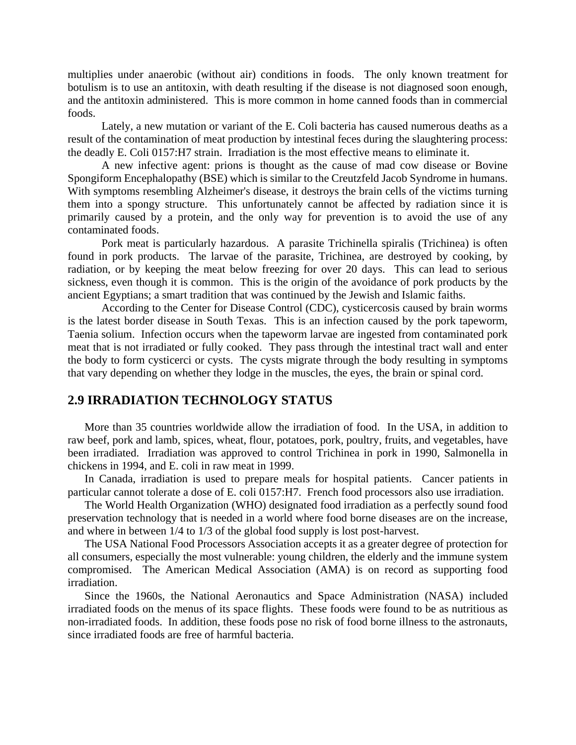multiplies under anaerobic (without air) conditions in foods. The only known treatment for botulism is to use an antitoxin, with death resulting if the disease is not diagnosed soon enough, and the antitoxin administered. This is more common in home canned foods than in commercial foods.

Lately, a new mutation or variant of the E. Coli bacteria has caused numerous deaths as a result of the contamination of meat production by intestinal feces during the slaughtering process: the deadly E. Coli 0157:H7 strain. Irradiation is the most effective means to eliminate it.

A new infective agent: prions is thought as the cause of mad cow disease or Bovine Spongiform Encephalopathy (BSE) which is similar to the Creutzfeld Jacob Syndrome in humans. With symptoms resembling Alzheimer's disease, it destroys the brain cells of the victims turning them into a spongy structure. This unfortunately cannot be affected by radiation since it is primarily caused by a protein, and the only way for prevention is to avoid the use of any contaminated foods.

Pork meat is particularly hazardous. A parasite Trichinella spiralis (Trichinea) is often found in pork products. The larvae of the parasite, Trichinea, are destroyed by cooking, by radiation, or by keeping the meat below freezing for over 20 days. This can lead to serious sickness, even though it is common. This is the origin of the avoidance of pork products by the ancient Egyptians; a smart tradition that was continued by the Jewish and Islamic faiths.

According to the Center for Disease Control (CDC), cysticercosis caused by brain worms is the latest border disease in South Texas. This is an infection caused by the pork tapeworm, Taenia solium. Infection occurs when the tapeworm larvae are ingested from contaminated pork meat that is not irradiated or fully cooked. They pass through the intestinal tract wall and enter the body to form cysticerci or cysts. The cysts migrate through the body resulting in symptoms that vary depending on whether they lodge in the muscles, the eyes, the brain or spinal cord.

## 2.9 IRRADIATION TECHNOLOGY STATUS

More than 35 countries worldwide allow the irradiation of food. In the USA, in addition to raw beef, pork and lamb, spices, wheat, flour, potatoes, pork, poultry, fruits, and vegetables, have been irradiated. Irradiation was approved to control Trichinea in pork in 1990, Salmonella in chickens in 1994, and E. coli in raw meat in 1999.

In Canada, irradiation is used to prepare meals for hospital patients. Cancer patients in particular cannot tolerate a dose of E. coli 0157:H7. French food processors also use irradiation.

The World Health Organization (WHO) designated food irradiation as a perfectly sound food preservation technology that is needed in a world where food borne diseases are on the increase, and where in between 1/4 to 1/3 of the global food supply is lost post-harvest.

The USA National Food Processors Association accepts it as a greater degree of protection for all consumers, especially the most vulnerable: young children, the elderly and the immune system compromised. The American Medical Association (AMA) is on record as supporting food irradiation.

Since the 1960s, the National Aeronautics and Space Administration (NASA) included irradiated foods on the menus of its space flights. These foods were found to be as nutritious as non-irradiated foods. In addition, these foods pose no risk of food borne illness to the astronauts, since irradiated foods are free of harmful bacteria.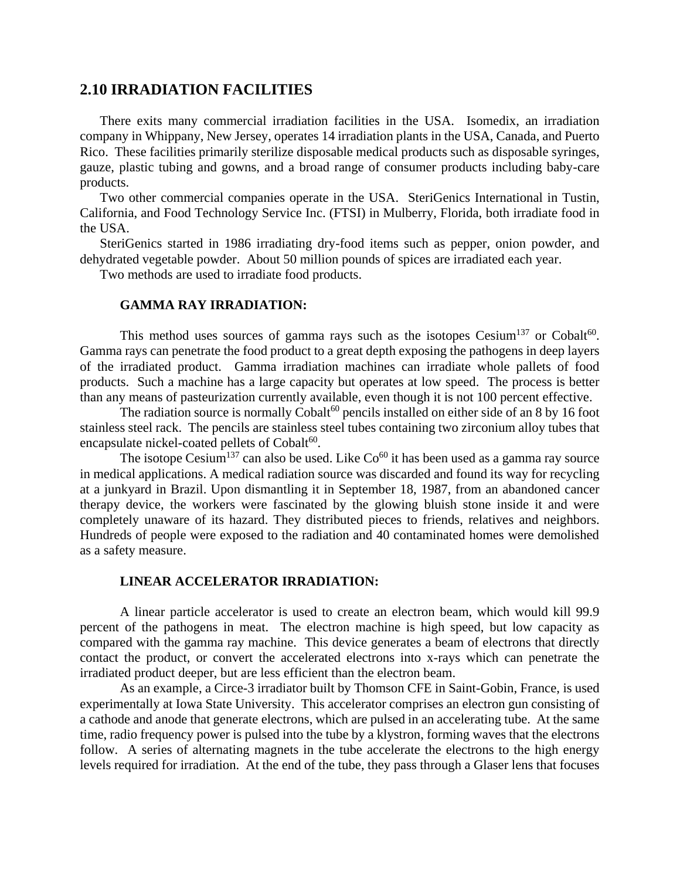## 2.10 IRRADIATION FACILITIES

There exits many commercial irradiation facilities in the USA. Isomedix, an irradiation company in Whippany, New Jersey, operates 14 irradiation plants in the USA, Canada, and Puerto Rico. These facilities primarily sterilize disposable medical products such as disposable syringes, gauze, plastic tubing and gowns, and a broad range of consumer products including baby-care products.

Two other commercial companies operate in the USA. SteriGenics International in Tustin, California, and Food Technology Service Inc. (FTSI) in Mulberry, Florida, both irradiate food in the USA.

SteriGenics started in 1986 irradiating dry-food items such as pepper, onion powder, and dehydrated vegetable powder. About 50 million pounds of spices are irradiated each year.

Two methods are used to irradiate food products.

### GAMMA RAY IRRADIATION:

This method uses sources of gamma rays such as the isotopes $Cesium^{137}$ or $Cobalt^{60}$. Gamma rays can penetrate the food product to a great depth exposing the pathogens in deep layers of the irradiated product. Gamma irradiation machines can irradiate whole pallets of food products. Such a machine has a large capacity but operates at low speed. The process is better than any means of pasteurization currently available, even though it is not 100 percent effective.

The radiation source is normally $Cobalt^{60}$ pencils installed on either side of an 8 by 16 foot stainless steel rack. The pencils are stainless steel tubes containing two zirconium alloy tubes that encapsulate nickel-coated pellets of $Cobalt^{60}$.

The isotope $Cesium^{137}$ can also be used. Like $Co^{60}$ it has been used as a gamma ray source in medical applications. A medical radiation source was discarded and found its way for recycling at a junkyard in Brazil. Upon dismantling it in September 18, 1987, from an abandoned cancer therapy device, the workers were fascinated by the glowing bluish stone inside it and were completely unaware of its hazard. They distributed pieces to friends, relatives and neighbors. Hundreds of people were exposed to the radiation and 40 contaminated homes were demolished as a safety measure.

### LINEAR ACCELERATOR IRRADIATION:

A linear particle accelerator is used to create an electron beam, which would kill 99.9 percent of the pathogens in meat. The electron machine is high speed, but low capacity as compared with the gamma ray machine. This device generates a beam of electrons that directly contact the product, or convert the accelerated electrons into x-rays which can penetrate the irradiated product deeper, but are less efficient than the electron beam.

As an example, a Circe-3 irradiator built by Thomson CFE in Saint-Gobin, France, is used experimentally at Iowa State University. This accelerator comprises an electron gun consisting of a cathode and anode that generate electrons, which are pulsed in an accelerating tube. At the same time, radio frequency power is pulsed into the tube by a klystron, forming waves that the electrons follow. A series of alternating magnets in the tube accelerate the electrons to the high energy levels required for irradiation. At the end of the tube, they pass through a Glaser lens that focuses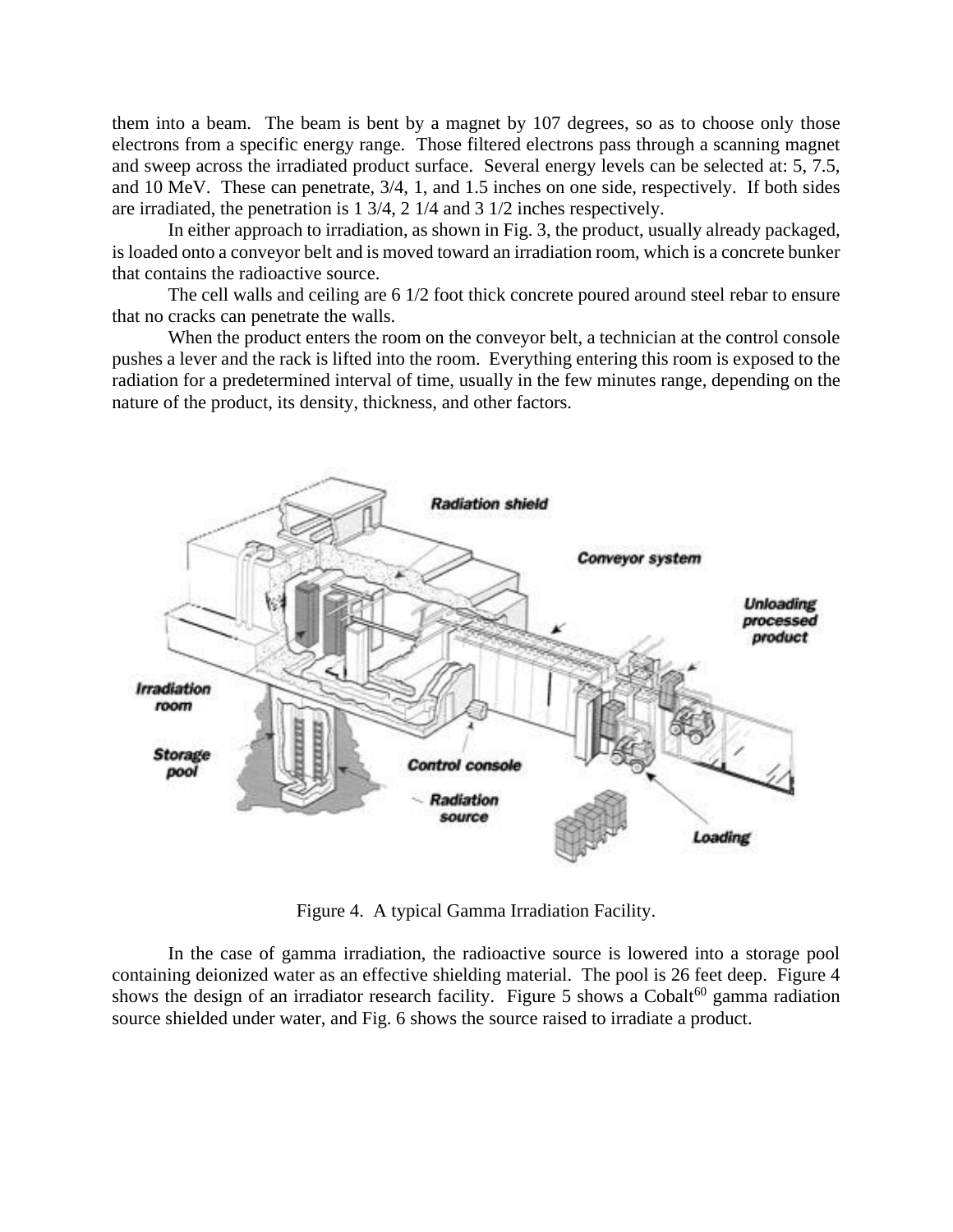them into a beam. The beam is bent by a magnet by 107 degrees, so as to choose only those electrons from a specific energy range. Those filtered electrons pass through a scanning magnet and sweep across the irradiated product surface. Several energy levels can be selected at: 5, 7.5, and 10 MeV. These can penetrate, 3/4, 1, and 1.5 inches on one side, respectively. If both sides are irradiated, the penetration is 1 3/4, 2 1/4 and 3 1/2 inches respectively.

In either approach to irradiation, as shown in Fig. 3, the product, usually already packaged, is loaded onto a conveyor belt and is moved toward an irradiation room, which is a concrete bunker that contains the radioactive source.

The cell walls and ceiling are 6 1/2 foot thick concrete poured around steel rebar to ensure that no cracks can penetrate the walls.

When the product enters the room on the conveyor belt, a technician at the control console pushes a lever and the rack is lifted into the room. Everything entering this room is exposed to the radiation for a predetermined interval of time, usually in the few minutes range, depending on the nature of the product, its density, thickness, and other factors.

Figure 4. A typical Gamma Irradiation Facility.

In the case of gamma irradiation, the radioactive source is lowered into a storage pool containing deionized water as an effective shielding material. The pool is 26 feet deep. Figure 4 shows the design of an irradiator research facility. Figure 5 shows a $Cobalt^{60}$ gamma radiation source shielded under water, and Fig. 6 shows the source raised to irradiate a product.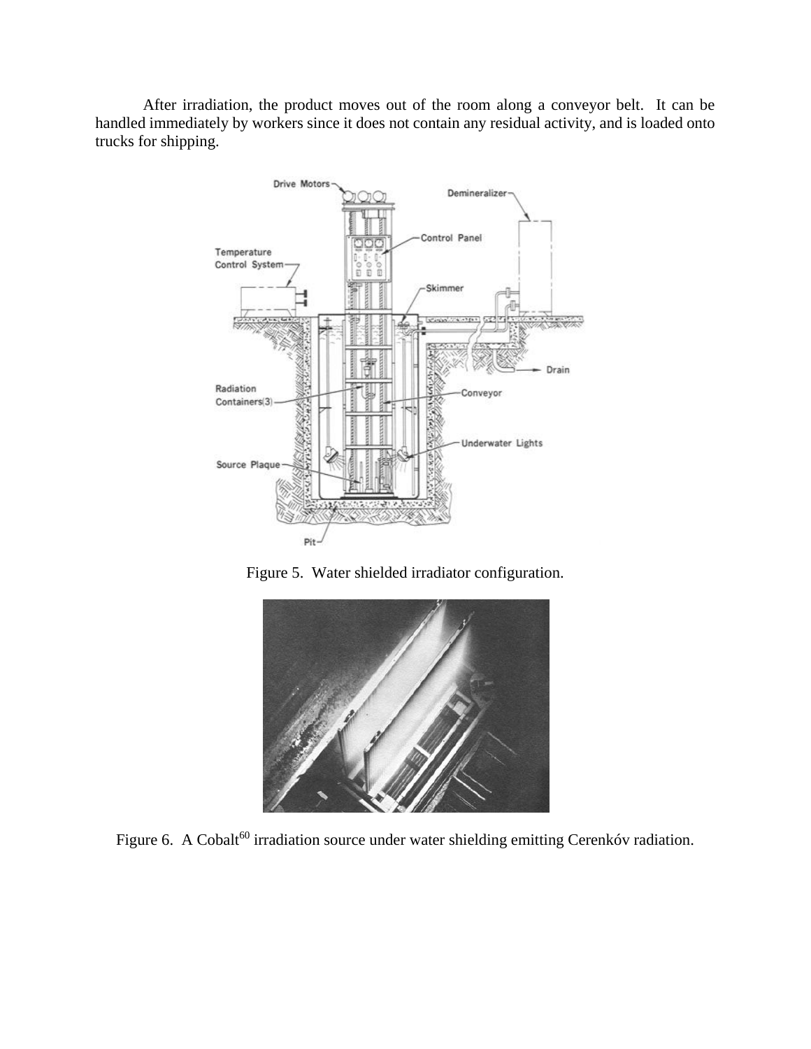After irradiation, the product moves out of the room along a conveyor belt. It can be handled immediately by workers since it does not contain any residual activity, and is loaded onto trucks for shipping.

Figure 5. Water shielded irradiator configuration.

Figure 6. A $Cobalt^{60}$ irradiation source under water shielding emitting Cerenkóv radiation.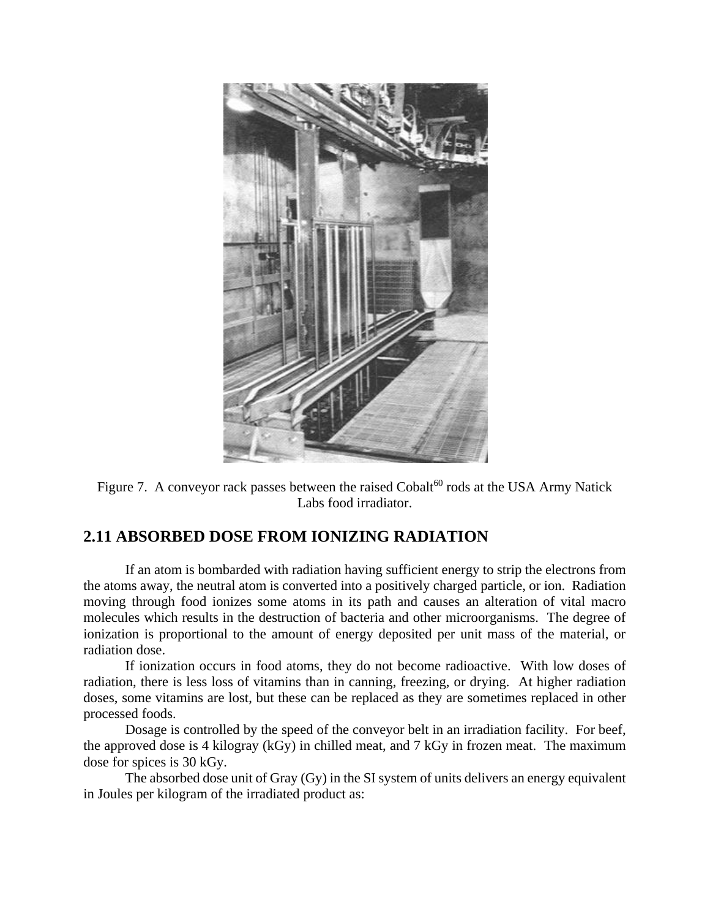Figure 7. A conveyor rack passes between the raised Cobalt[60] rods at the USA Army Natick Labs food irradiator.

## 2.11 ABSORBED DOSE FROM IONIZING RADIATION

If an atom is bombarded with radiation having sufficient energy to strip the electrons from the atoms away, the neutral atom is converted into a positively charged particle, or ion. Radiation moving through food ionizes some atoms in its path and causes an alteration of vital macro molecules which results in the destruction of bacteria and other microorganisms. The degree of ionization is proportional to the amount of energy deposited per unit mass of the material, or radiation dose.

If ionization occurs in food atoms, they do not become radioactive. With low doses of radiation, there is less loss of vitamins than in canning, freezing, or drying. At higher radiation doses, some vitamins are lost, but these can be replaced as they are sometimes replaced in other processed foods.

Dosage is controlled by the speed of the conveyor belt in an irradiation facility. For beef, the approved dose is 4 kilogray (kGy) in chilled meat, and 7 kGy in frozen meat. The maximum dose for spices is 30 kGy.

The absorbed dose unit of Gray (Gy) in the SI system of units delivers an energy equivalent in Joules per kilogram of the irradiated product as: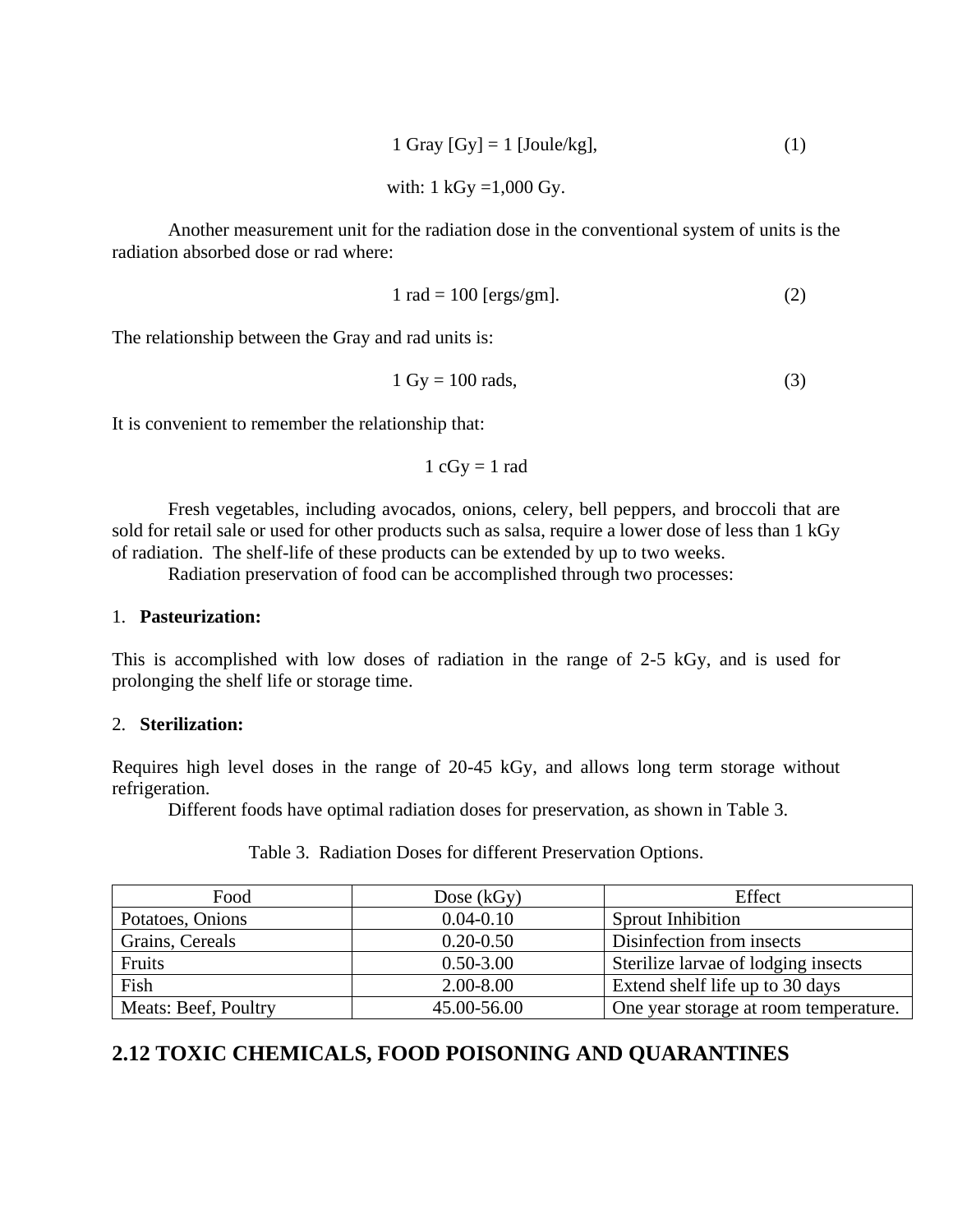$$1 \text{ Gray [Gy]} = 1 \text{ [Joule/kg]}, \quad (1)$$

with: 1 kGy =1,000 Gy.

Another measurement unit for the radiation dose in the conventional system of units is the radiation absorbed dose or rad where:

$$1 \text{ rad} = 100 \text{ [ergs/gm]}. \quad (2)$$

The relationship between the Gray and rad units is:

$$1 \text{ Gy} = 100 \text{ rads}, \quad (3)$$

It is convenient to remember the relationship that:

$$1 \text{ cGy} = 1 \text{ rad}$$

Fresh vegetables, including avocados, onions, celery, bell peppers, and broccoli that are sold for retail sale or used for other products such as salsa, require a lower dose of less than 1 kGy of radiation. The shelf-life of these products can be extended by up to two weeks.

Radiation preservation of food can be accomplished through two processes:

1. **Pasteurization:**

This is accomplished with low doses of radiation in the range of 2-5 kGy, and is used for prolonging the shelf life or storage time.

2. **Sterilization:**

Requires high level doses in the range of 20-45 kGy, and allows long term storage without refrigeration.

Different foods have optimal radiation doses for preservation, as shown in Table 3.

Table 3. Radiation Doses for different Preservation Options.

| Food | Dose (kGy) | Effect |
|---|---|---|
| Potatoes, Onions | 0.04-0.10 | Sprout Inhibition |
| Grains, Cereals | 0.20-0.50 | Disinfection from insects |
| Fruits | 0.50-3.00 | Sterilize larvae of lodging insects |
| Fish | 2.00-8.00 | Extend shelf life up to 30 days |
| Meats: Beef, Poultry | 45.00-56.00 | One year storage at room temperature. |

## 2.12 TOXIC CHEMICALS, FOOD POISONING AND QUARANTINES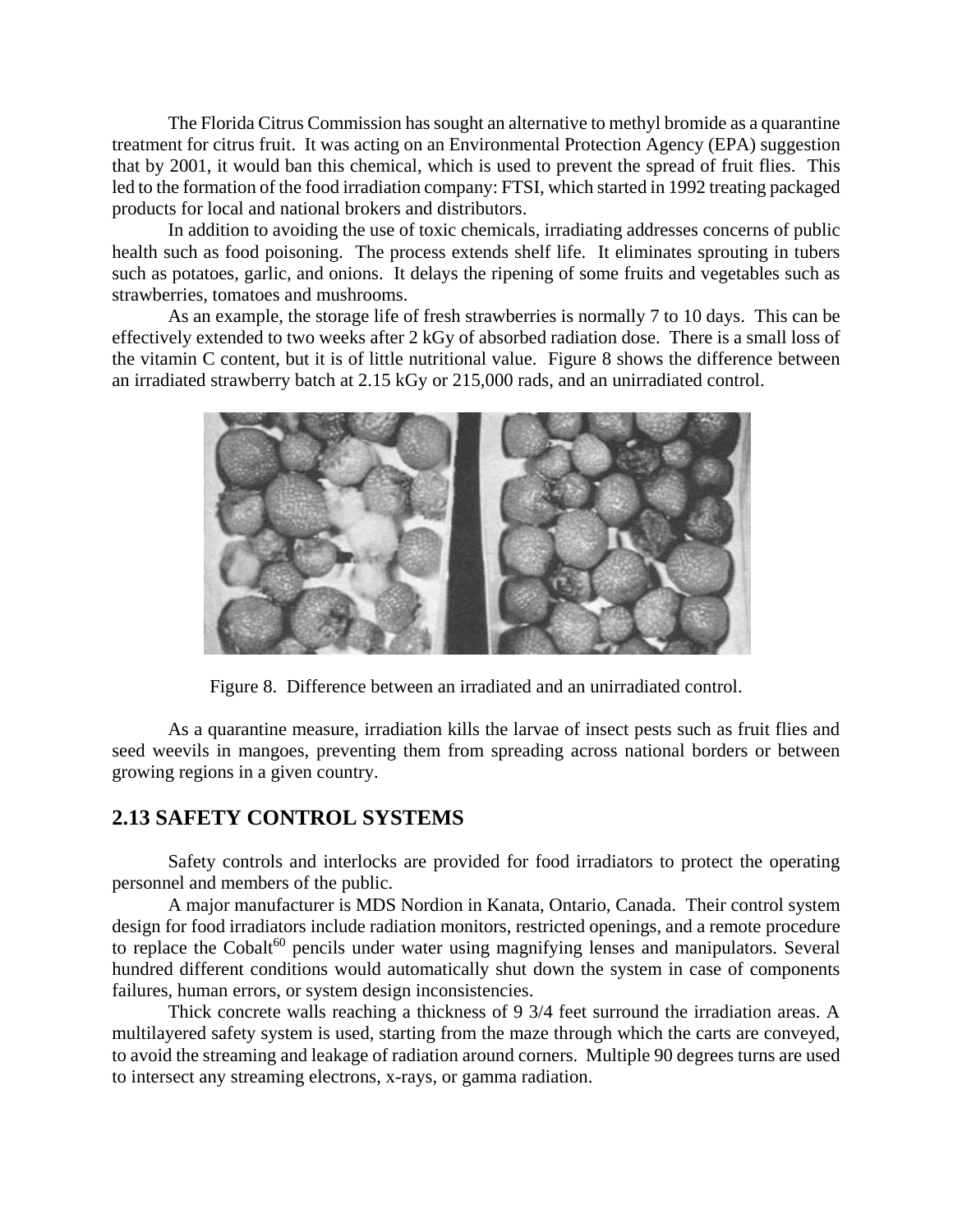The Florida Citrus Commission has sought an alternative to methyl bromide as a quarantine treatment for citrus fruit. It was acting on an Environmental Protection Agency (EPA) suggestion that by 2001, it would ban this chemical, which is used to prevent the spread of fruit flies. This led to the formation of the food irradiation company: FTSI, which started in 1992 treating packaged products for local and national brokers and distributors.

In addition to avoiding the use of toxic chemicals, irradiating addresses concerns of public health such as food poisoning. The process extends shelf life. It eliminates sprouting in tubers such as potatoes, garlic, and onions. It delays the ripening of some fruits and vegetables such as strawberries, tomatoes and mushrooms.

As an example, the storage life of fresh strawberries is normally 7 to 10 days. This can be effectively extended to two weeks after 2 kGy of absorbed radiation dose. There is a small loss of the vitamin C content, but it is of little nutritional value. Figure 8 shows the difference between an irradiated strawberry batch at 2.15 kGy or 215,000 rads, and an unirradiated control.

Figure 8. Difference between an irradiated and an unirradiated control.

As a quarantine measure, irradiation kills the larvae of insect pests such as fruit flies and seed weevils in mangoes, preventing them from spreading across national borders or between growing regions in a given country.

## 2.13 SAFETY CONTROL SYSTEMS

Safety controls and interlocks are provided for food irradiators to protect the operating personnel and members of the public.

A major manufacturer is MDS Nordion in Kanata, Ontario, Canada. Their control system design for food irradiators include radiation monitors, restricted openings, and a remote procedure to replace the $Cobalt^{60}$ pencils under water using magnifying lenses and manipulators. Several hundred different conditions would automatically shut down the system in case of components failures, human errors, or system design inconsistencies.

Thick concrete walls reaching a thickness of 9 3/4 feet surround the irradiation areas. A multilayered safety system is used, starting from the maze through which the carts are conveyed, to avoid the streaming and leakage of radiation around corners. Multiple 90 degrees turns are used to intersect any streaming electrons, x-rays, or gamma radiation.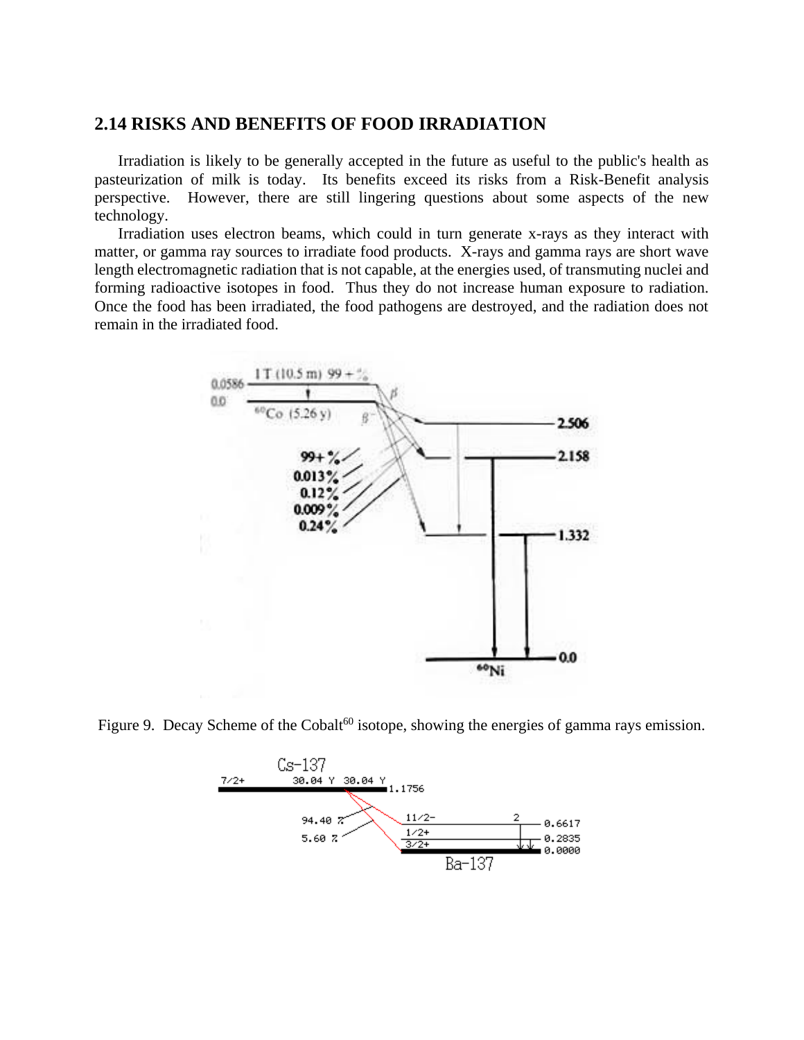## 2.14 RISKS AND BENEFITS OF FOOD IRRADIATION

Irradiation is likely to be generally accepted in the future as useful to the public's health as pasteurization of milk is today. Its benefits exceed its risks from a Risk-Benefit analysis perspective. However, there are still lingering questions about some aspects of the new technology.

Irradiation uses electron beams, which could in turn generate x-rays as they interact with matter, or gamma ray sources to irradiate food products. X-rays and gamma rays are short wave length electromagnetic radiation that is not capable, at the energies used, of transmuting nuclei and forming radioactive isotopes in food. Thus they do not increase human exposure to radiation. Once the food has been irradiated, the food pathogens are destroyed, and the radiation does not remain in the irradiated food.

Figure 9. Decay Scheme of the Cobalt[60] isotope, showing the energies of gamma rays emission.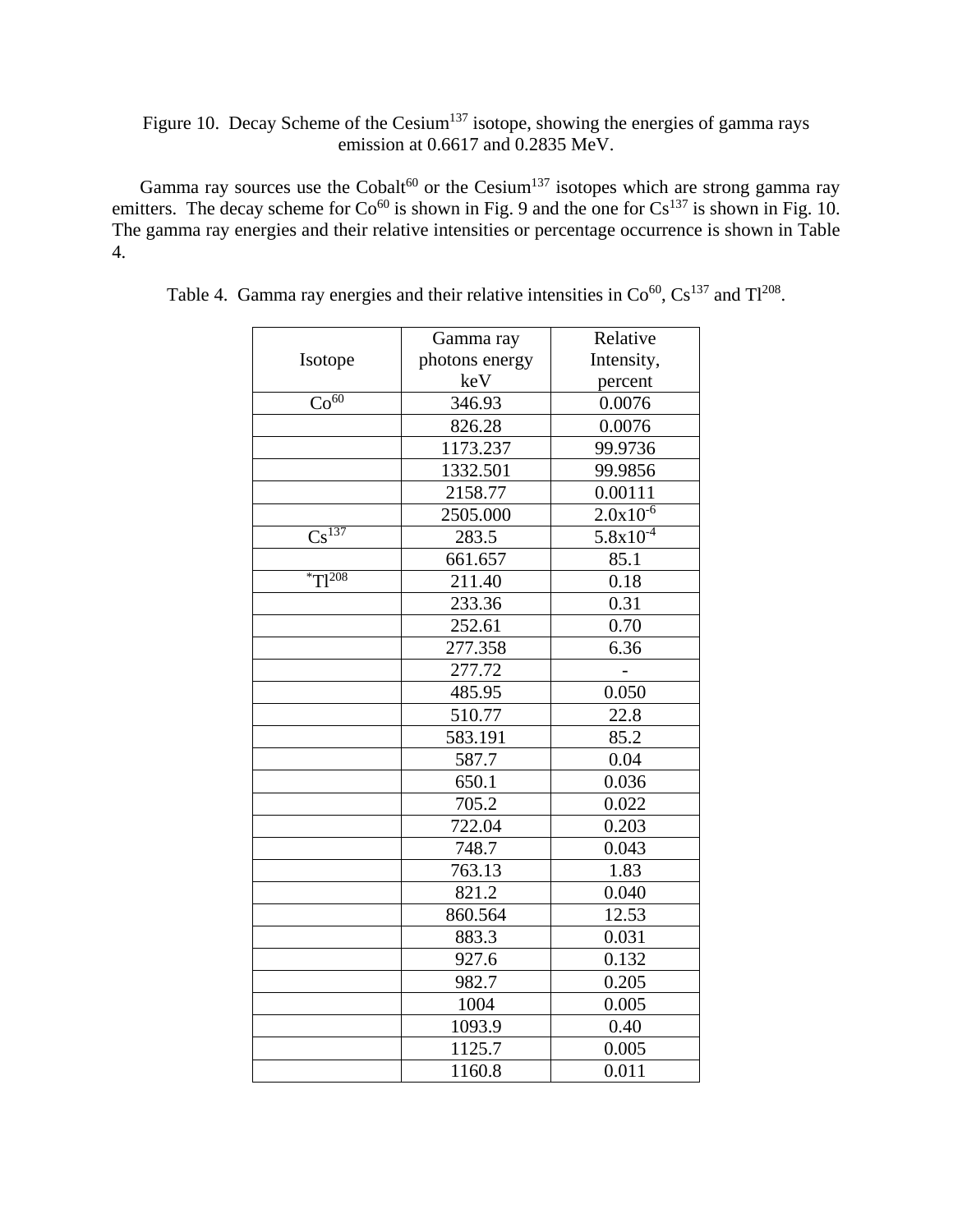Figure 10. Decay Scheme of the Cesium$^{137}$ isotope, showing the energies of gamma rays emission at 0.6617 and 0.2835 MeV.

Gamma ray sources use the Cobalt$^{60}$ or the Cesium$^{137}$ isotopes which are strong gamma ray emitters. The decay scheme for Co$^{60}$ is shown in Fig. 9 and the one for Cs$^{137}$ is shown in Fig. 10. The gamma ray energies and their relative intensities or percentage occurrence is shown in Table 4.

Table 4. Gamma ray energies and their relative intensities in Co$^{60}$, Cs$^{137}$ and Tl$^{208}$.

| Isotope | Gamma ray photons energy keV | Relative Intensity, percent |
|---|---|---|
| Co$^{60}$ | 346.93 | 0.0076 |
| | 826.28 | 0.0076 |
| | 1173.237 | 99.9736 |
| | 1332.501 | 99.9856 |
| | 2158.77 | 0.00111 |
| | 2505.000 | $2.0 \times 10^{-6}$ |
| Cs$^{137}$ | 283.5 | $5.8 \times 10^{-4}$ |
| | 661.657 | 85.1 |
| *Tl$^{208}$ | 211.40 | 0.18 |
| | 233.36 | 0.31 |
| | 252.61 | 0.70 |
| | 277.358 | 6.36 |
| | 277.72 | - |
| | 485.95 | 0.050 |
| | 510.77 | 22.8 |
| | 583.191 | 85.2 |
| | 587.7 | 0.04 |
| | 650.1 | 0.036 |
| | 705.2 | 0.022 |
| | 722.04 | 0.203 |
| | 748.7 | 0.043 |
| | 763.13 | 1.83 |
| | 821.2 | 0.040 |
| | 860.564 | 12.53 |
| | 883.3 | 0.031 |
| | 927.6 | 0.132 |
| | 982.7 | 0.205 |
| | 1004 | 0.005 |
| | 1093.9 | 0.40 |
| | 1125.7 | 0.005 |
| | 1160.8 | 0.011 |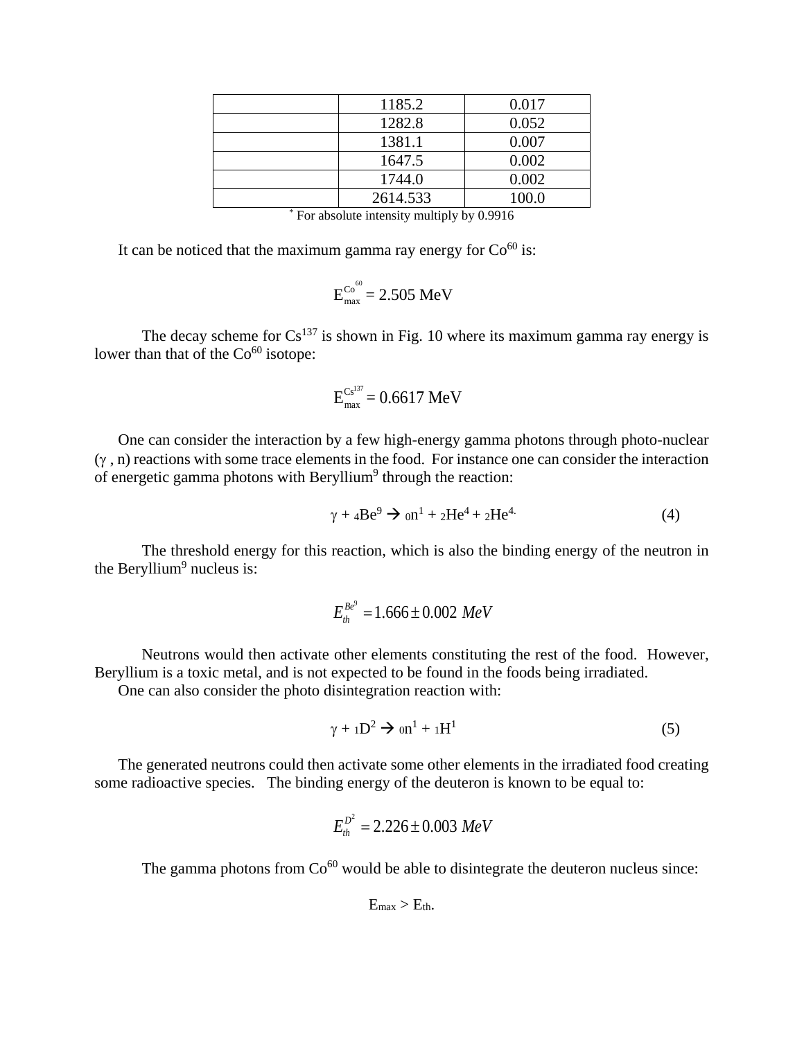| | 1185.2 | 0.017 |
|---|---|---|
| | 1282.8 | 0.052 |
| | 1381.1 | 0.007 |
| | 1647.5 | 0.002 |
| | 1744.0 | 0.002 |
| | 2614.533 | 100.0 |

* For absolute intensity multiply by 0.9916

It can be noticed that the maximum gamma ray energy for $Co^{60}$ is:

$$E_{max}^{Co^{60}} = 2.505 \text{ MeV}$$

The decay scheme for $Cs^{137}$ is shown in Fig. 10 where its maximum gamma ray energy is lower than that of the $Co^{60}$ isotope:

$$E_{max}^{Cs^{137}} = 0.6617 \text{ MeV}$$

One can consider the interaction by a few high-energy gamma photons through photo-nuclear $(\gamma, n)$ reactions with some trace elements in the food. For instance one can consider the interaction of energetic gamma photons with $Beryllium^9$ through the reaction:

$$\gamma + {}_4Be^9 \rightarrow {}_0n^1 + {}_2He^4 + {}_2He^4 \quad (4)$$

The threshold energy for this reaction, which is also the binding energy of the neutron in the $Beryllium^9$ nucleus is:

$$E_{th}^{Be^9} = 1.666 \pm 0.002 \ MeV$$

Neutrons would then activate other elements constituting the rest of the food. However, Beryllium is a toxic metal, and is not expected to be found in the foods being irradiated.

One can also consider the photo disintegration reaction with:

$$\gamma + {}_1D^2 \rightarrow {}_0n^1 + {}_1H^1 \quad (5)$$

The generated neutrons could then activate some other elements in the irradiated food creating some radioactive species. The binding energy of the deuteron is known to be equal to:

$$E_{th}^{D^2} = 2.226 \pm 0.003 \ MeV$$

The gamma photons from $Co^{60}$ would be able to disintegrate the deuteron nucleus since:

$$E_{max} > E_{th}.$$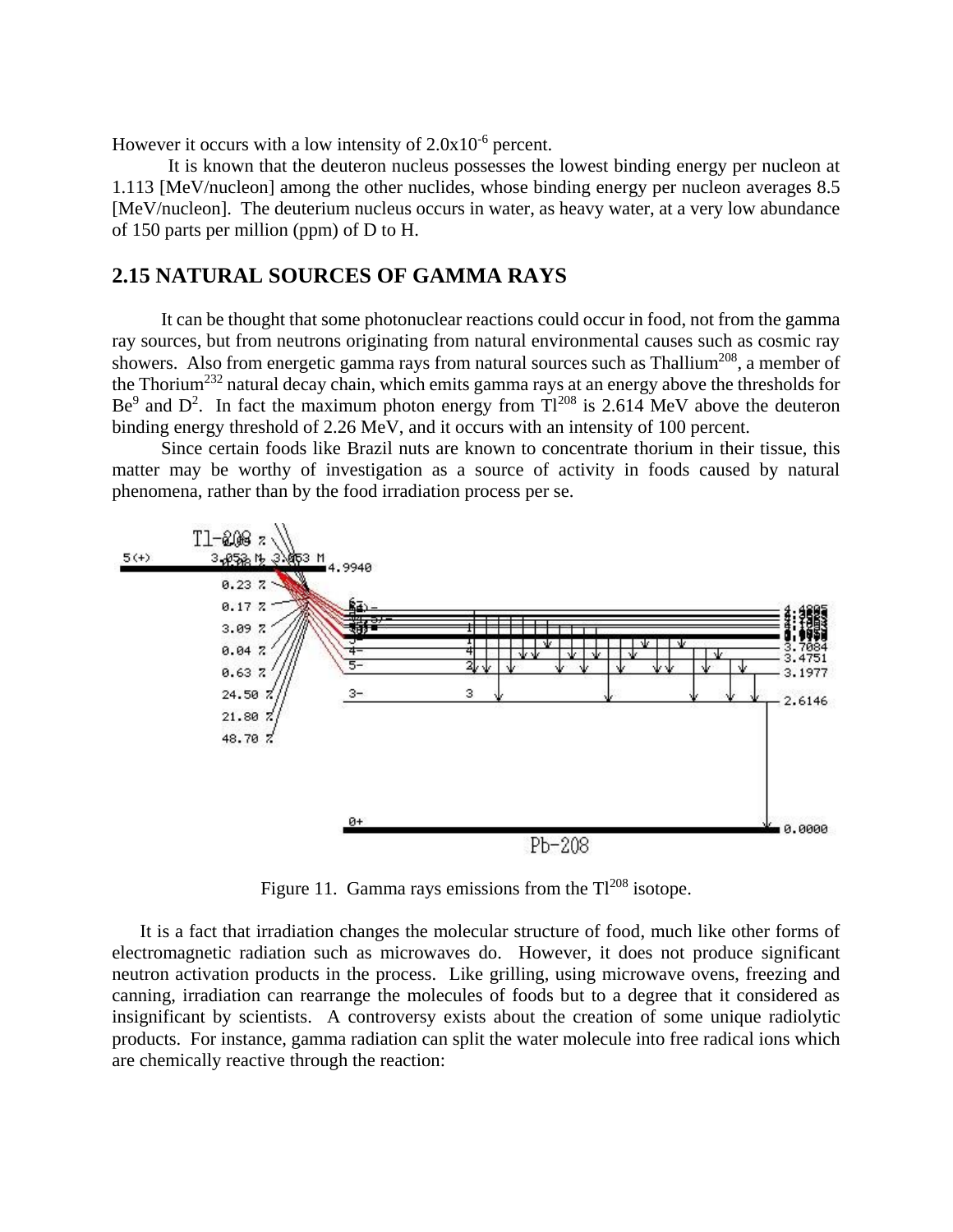However it occurs with a low intensity of $2.0 \times 10^{-6}$ percent.

It is known that the deuteron nucleus possesses the lowest binding energy per nucleon at 1.113 [MeV/nucleon] among the other nuclides, whose binding energy per nucleon averages 8.5 [MeV/nucleon]. The deuterium nucleus occurs in water, as heavy water, at a very low abundance of 150 parts per million (ppm) of D to H.

## 2.15 NATURAL SOURCES OF GAMMA RAYS

It can be thought that some photonuclear reactions could occur in food, not from the gamma ray sources, but from neutrons originating from natural environmental causes such as cosmic ray showers. Also from energetic gamma rays from natural sources such as $Thallium^{208}$, a member of the $Thorium^{232}$ natural decay chain, which emits gamma rays at an energy above the thresholds for $Be^9$ and $D^2$. In fact the maximum photon energy from $Tl^{208}$ is 2.614 MeV above the deuteron binding energy threshold of 2.26 MeV, and it occurs with an intensity of 100 percent.

Since certain foods like Brazil nuts are known to concentrate thorium in their tissue, this matter may be worthy of investigation as a source of activity in foods caused by natural phenomena, rather than by the food irradiation process per se.

Figure 11. Gamma rays emissions from the $Tl^{208}$ isotope.

It is a fact that irradiation changes the molecular structure of food, much like other forms of electromagnetic radiation such as microwaves do. However, it does not produce significant neutron activation products in the process. Like grilling, using microwave ovens, freezing and canning, irradiation can rearrange the molecules of foods but to a degree that it considered as insignificant by scientists. A controversy exists about the creation of some unique radiolytic products. For instance, gamma radiation can split the water molecule into free radical ions which are chemically reactive through the reaction: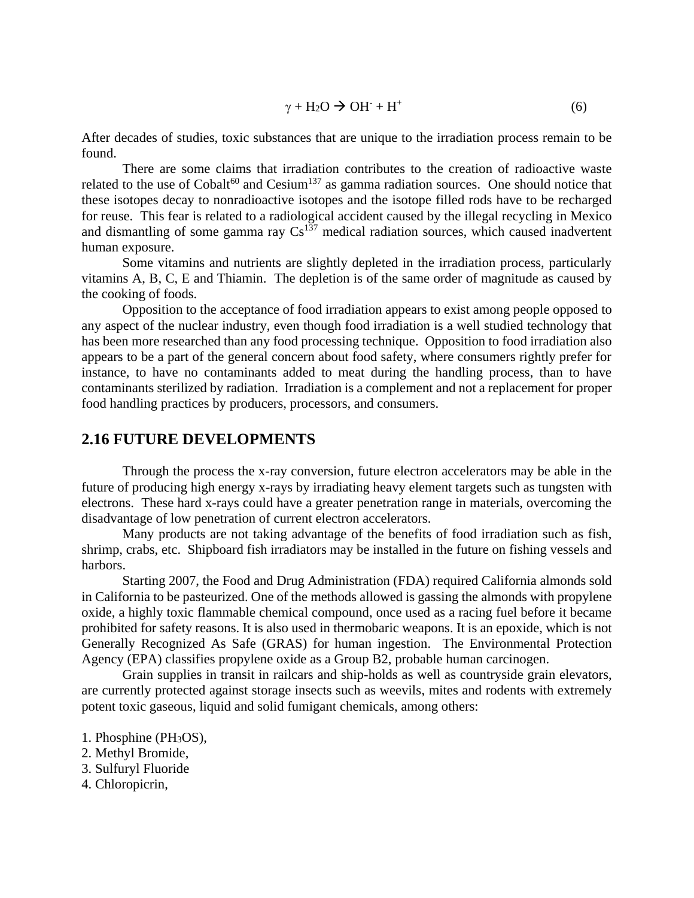$$\gamma + H_2O \rightarrow OH^- + H^+ \quad (6)$$

After decades of studies, toxic substances that are unique to the irradiation process remain to be found.

There are some claims that irradiation contributes to the creation of radioactive waste related to the use of $Cobalt^{60}$ and $Cesium^{137}$ as gamma radiation sources. One should notice that these isotopes decay to nonradioactive isotopes and the isotope filled rods have to be recharged for reuse. This fear is related to a radiological accident caused by the illegal recycling in Mexico and dismantling of some gamma ray $Cs^{137}$ medical radiation sources, which caused inadvertent human exposure.

Some vitamins and nutrients are slightly depleted in the irradiation process, particularly vitamins A, B, C, E and Thiamin. The depletion is of the same order of magnitude as caused by the cooking of foods.

Opposition to the acceptance of food irradiation appears to exist among people opposed to any aspect of the nuclear industry, even though food irradiation is a well studied technology that has been more researched than any food processing technique. Opposition to food irradiation also appears to be a part of the general concern about food safety, where consumers rightly prefer for instance, to have no contaminants added to meat during the handling process, than to have contaminants sterilized by radiation. Irradiation is a complement and not a replacement for proper food handling practices by producers, processors, and consumers.

## 2.16 FUTURE DEVELOPMENTS

Through the process the x-ray conversion, future electron accelerators may be able in the future of producing high energy x-rays by irradiating heavy element targets such as tungsten with electrons. These hard x-rays could have a greater penetration range in materials, overcoming the disadvantage of low penetration of current electron accelerators.

Many products are not taking advantage of the benefits of food irradiation such as fish, shrimp, crabs, etc. Shipboard fish irradiators may be installed in the future on fishing vessels and harbors.

Starting 2007, the Food and Drug Administration (FDA) required California almonds sold in California to be pasteurized. One of the methods allowed is gassing the almonds with propylene oxide, a highly toxic flammable chemical compound, once used as a racing fuel before it became prohibited for safety reasons. It is also used in thermobaric weapons. It is an epoxide, which is not Generally Recognized As Safe (GRAS) for human ingestion. The Environmental Protection Agency (EPA) classifies propylene oxide as a Group B2, probable human carcinogen.

Grain supplies in transit in railcars and ship-holds as well as countryside grain elevators, are currently protected against storage insects such as weevils, mites and rodents with extremely potent toxic gaseous, liquid and solid fumigant chemicals, among others:

1. Phosphine ($PH_3OS$),
2. Methyl Bromide,
3. Sulfuryl Fluoride
4. Chloropicrin,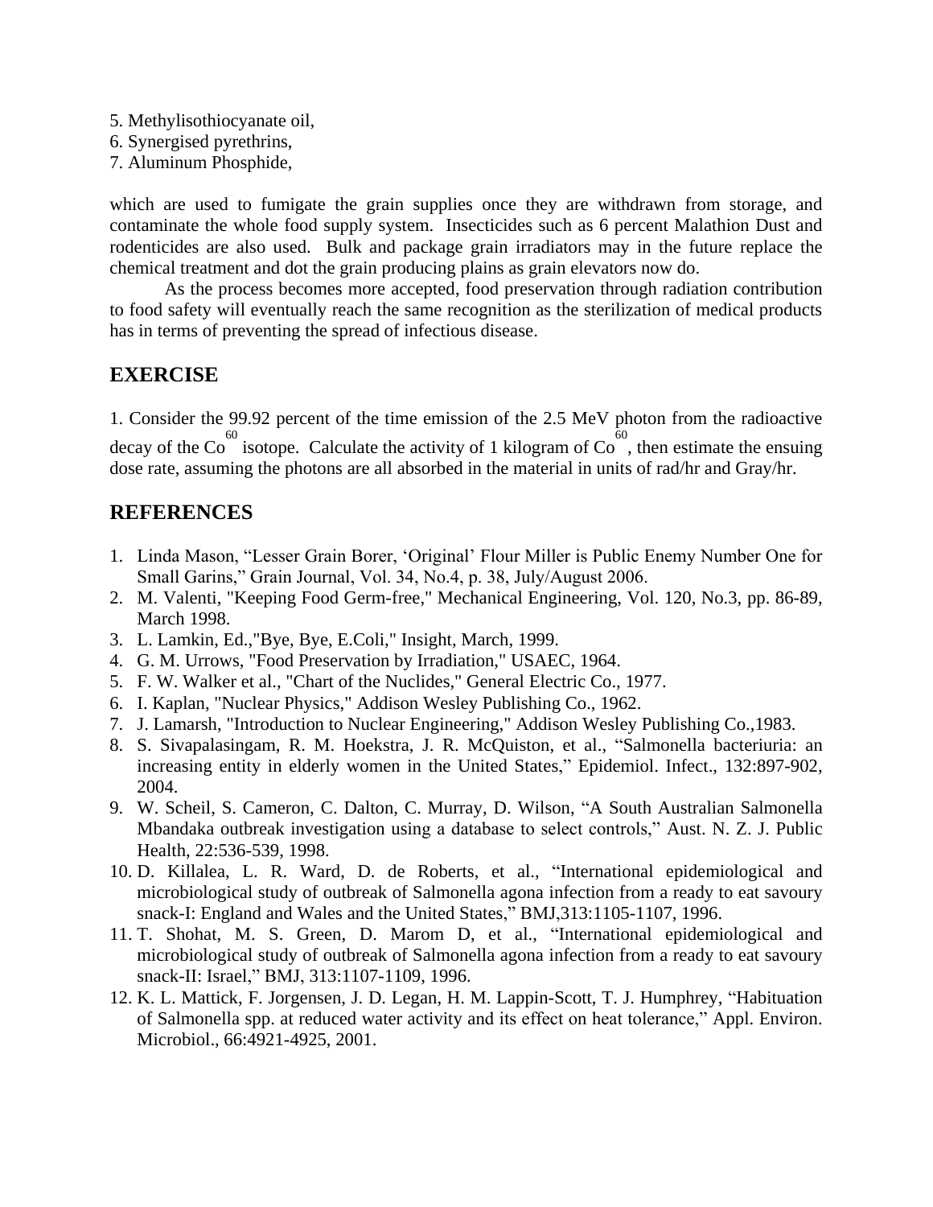5. Methylisothiocyanate oil,
6. Synergised pyrethrins,
7. Aluminum Phosphide,

which are used to fumigate the grain supplies once they are withdrawn from storage, and contaminate the whole food supply system. Insecticides such as 6 percent Malathion Dust and rodenticides are also used. Bulk and package grain irradiators may in the future replace the chemical treatment and dot the grain producing plains as grain elevators now do.

As the process becomes more accepted, food preservation through radiation contribution to food safety will eventually reach the same recognition as the sterilization of medical products has in terms of preventing the spread of infectious disease.

## EXERCISE

1. Consider the 99.92 percent of the time emission of the 2.5 MeV photon from the radioactive decay of the $Co^{60}$ isotope. Calculate the activity of 1 kilogram of $Co^{60}$, then estimate the ensuing dose rate, assuming the photons are all absorbed in the material in units of rad/hr and Gray/hr.

## REFERENCES

1. Linda Mason, "Lesser Grain Borer, 'Original' Flour Miller is Public Enemy Number One for Small Garins," Grain Journal, Vol. 34, No.4, p. 38, July/August 2006.
2. M. Valenti, "Keeping Food Germ-free," Mechanical Engineering, Vol. 120, No.3, pp. 86-89, March 1998.
3. L. Lamkin, Ed.,"Bye, Bye, E.Coli," Insight, March, 1999.
4. G. M. Urrows, "Food Preservation by Irradiation," USAEC, 1964.
5. F. W. Walker et al., "Chart of the Nuclides," General Electric Co., 1977.
6. I. Kaplan, "Nuclear Physics," Addison Wesley Publishing Co., 1962.
7. J. Lamarsh, "Introduction to Nuclear Engineering," Addison Wesley Publishing Co.,1983.
8. S. Sivapalasingam, R. M. Hoekstra, J. R. McQuiston, et al., "Salmonella bacteriuria: an increasing entity in elderly women in the United States," Epidemiol. Infect., 132:897-902, 2004.
9. W. Scheil, S. Cameron, C. Dalton, C. Murray, D. Wilson, "A South Australian Salmonella Mbandaka outbreak investigation using a database to select controls," Aust. N. Z. J. Public Health, 22:536-539, 1998.
10. D. Killalea, L. R. Ward, D. de Roberts, et al., "International epidemiological and microbiological study of outbreak of Salmonella agona infection from a ready to eat savoury snack-I: England and Wales and the United States," BMJ,313:1105-1107, 1996.
11. T. Shohat, M. S. Green, D. Marom D, et al., "International epidemiological and microbiological study of outbreak of Salmonella agona infection from a ready to eat savoury snack-II: Israel," BMJ, 313:1107-1109, 1996.
12. K. L. Mattick, F. Jorgensen, J. D. Legan, H. M. Lappin-Scott, T. J. Humphrey, "Habituation of Salmonella spp. at reduced water activity and its effect on heat tolerance," Appl. Environ. Microbiol., 66:4921-4925, 2001.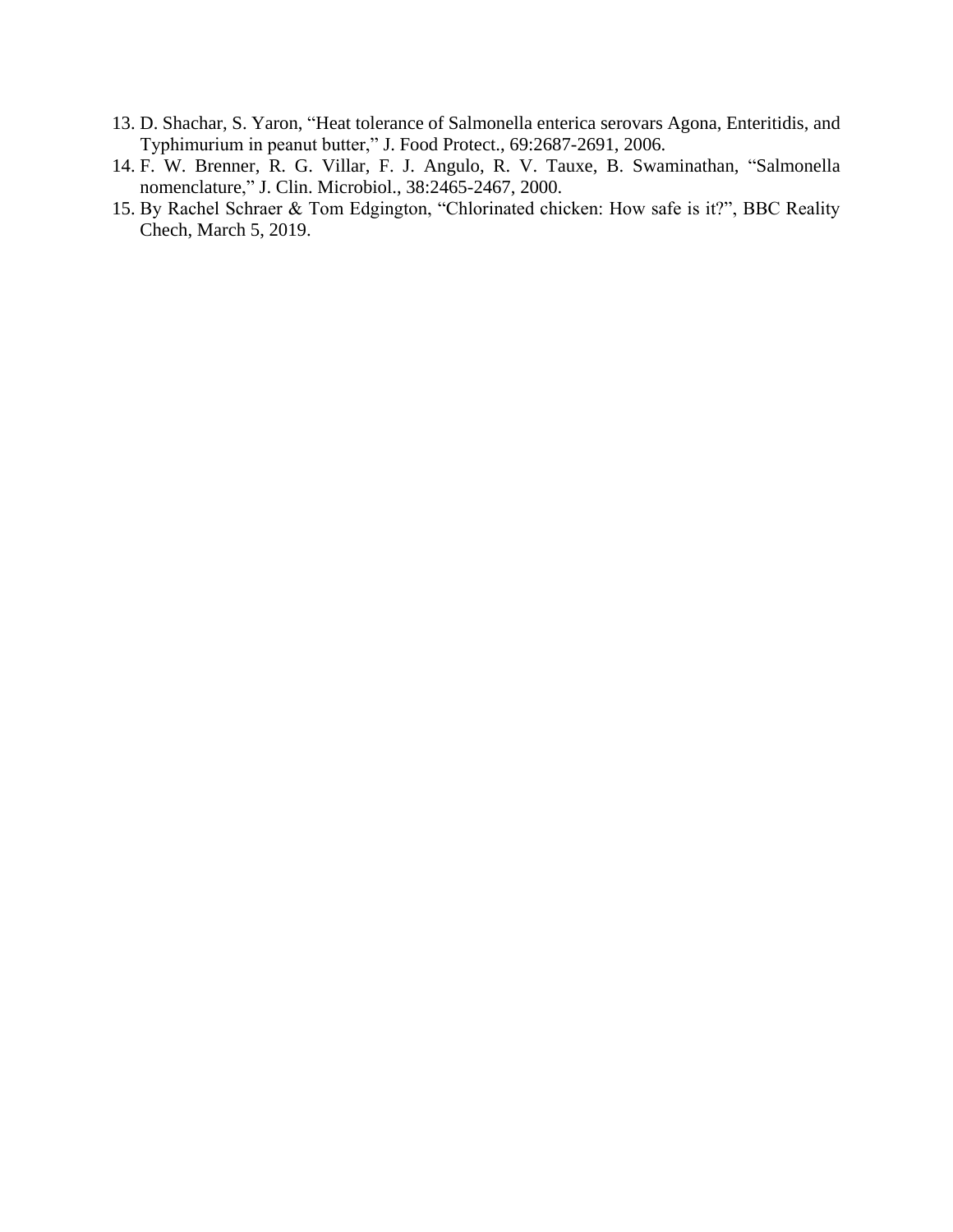13. D. Shachar, S. Yaron, “Heat tolerance of Salmonella enterica serovars Agona, Enteritidis, and Typhimurium in peanut butter,” J. Food Protect., 69:2687-2691, 2006.
14. F. W. Brenner, R. G. Villar, F. J. Angulo, R. V. Tauxe, B. Swaminathan, “Salmonella nomenclature,” J. Clin. Microbiol., 38:2465-2467, 2000.
15. By Rachel Schraer & Tom Edgington, “Chlorinated chicken: How safe is it?”, BBC Reality Chech, March 5, 2019.